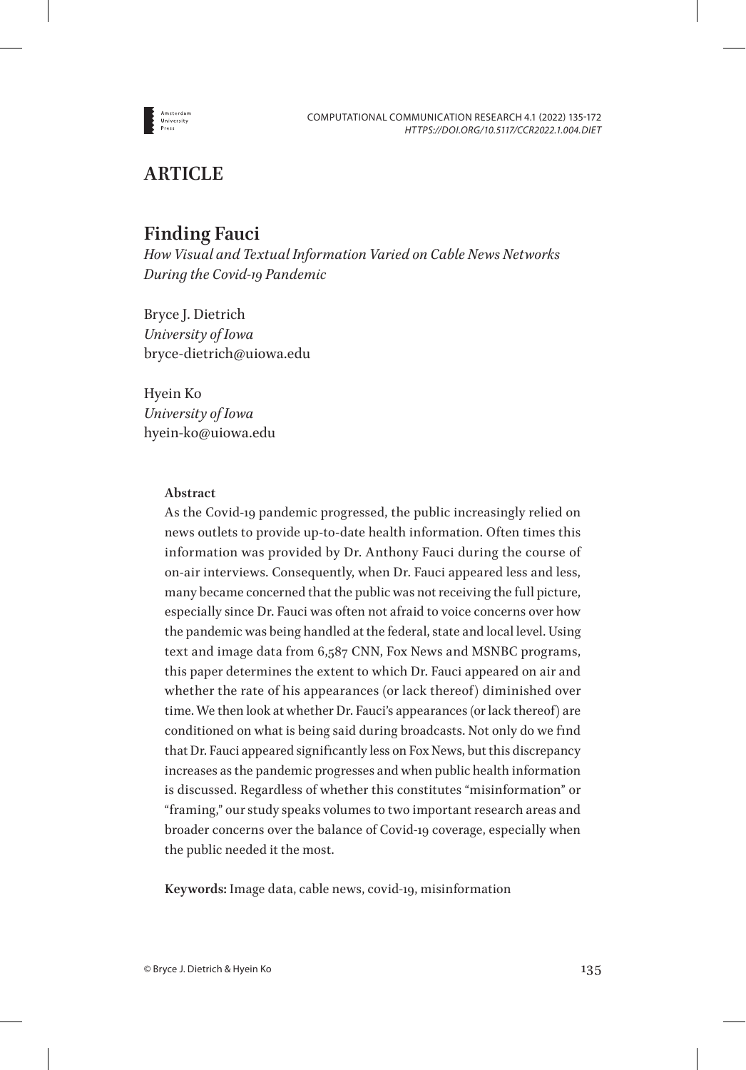# ARTICLE

## Finding Fauci

*How Visual and Textual Information Varied on Cable News Networks During the Covid-19 Pandemic*

Bryce J. Dietrich
*University of Iowa*
bryce-dietrich@uiowa.edu

Hyein Ko
*University of Iowa*
hyein-ko@uiowa.edu

**Abstract**

As the Covid-19 pandemic progressed, the public increasingly relied on news outlets to provide up-to-date health information. Often times this information was provided by Dr. Anthony Fauci during the course of on-air interviews. Consequently, when Dr. Fauci appeared less and less, many became concerned that the public was not receiving the full picture, especially since Dr. Fauci was often not afraid to voice concerns over how the pandemic was being handled at the federal, state and local level. Using text and image data from 6,587 CNN, Fox News and MSNBC programs, this paper determines the extent to which Dr. Fauci appeared on air and whether the rate of his appearances (or lack thereof) diminished over time. We then look at whether Dr. Fauci's appearances (or lack thereof) are conditioned on what is being said during broadcasts. Not only do we find that Dr. Fauci appeared significantly less on Fox News, but this discrepancy increases as the pandemic progresses and when public health information is discussed. Regardless of whether this constitutes "misinformation" or "framing," our study speaks volumes to two important research areas and broader concerns over the balance of Covid-19 coverage, especially when the public needed it the most.

**Keywords:** Image data, cable news, covid-19, misinformation

© Bryce J. Dietrich & Hyein Ko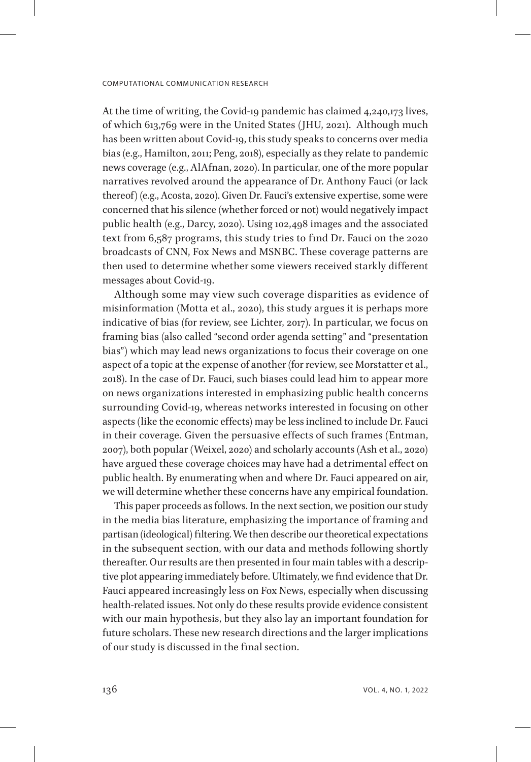At the time of writing, the Covid-19 pandemic has claimed 4,240,173 lives, of which 613,769 were in the United States (JHU, 2021). Although much has been written about Covid-19, this study speaks to concerns over media bias (e.g., Hamilton, 2011; Peng, 2018), especially as they relate to pandemic news coverage (e.g., AlAfnan, 2020). In particular, one of the more popular narratives revolved around the appearance of Dr. Anthony Fauci (or lack thereof) (e.g., Acosta, 2020). Given Dr. Fauci's extensive expertise, some were concerned that his silence (whether forced or not) would negatively impact public health (e.g., Darcy, 2020). Using 102,498 images and the associated text from 6,587 programs, this study tries to find Dr. Fauci on the 2020 broadcasts of CNN, Fox News and MSNBC. These coverage patterns are then used to determine whether some viewers received starkly different messages about Covid-19.

Although some may view such coverage disparities as evidence of misinformation (Motta et al., 2020), this study argues it is perhaps more indicative of bias (for review, see Lichter, 2017). In particular, we focus on framing bias (also called "second order agenda setting" and "presentation bias") which may lead news organizations to focus their coverage on one aspect of a topic at the expense of another (for review, see Morstatter et al., 2018). In the case of Dr. Fauci, such biases could lead him to appear more on news organizations interested in emphasizing public health concerns surrounding Covid-19, whereas networks interested in focusing on other aspects (like the economic effects) may be less inclined to include Dr. Fauci in their coverage. Given the persuasive effects of such frames (Entman, 2007), both popular (Weixel, 2020) and scholarly accounts (Ash et al., 2020) have argued these coverage choices may have had a detrimental effect on public health. By enumerating when and where Dr. Fauci appeared on air, we will determine whether these concerns have any empirical foundation.

This paper proceeds as follows. In the next section, we position our study in the media bias literature, emphasizing the importance of framing and partisan (ideological) filtering. We then describe our theoretical expectations in the subsequent section, with our data and methods following shortly thereafter. Our results are then presented in four main tables with a descriptive plot appearing immediately before. Ultimately, we find evidence that Dr. Fauci appeared increasingly less on Fox News, especially when discussing health-related issues. Not only do these results provide evidence consistent with our main hypothesis, but they also lay an important foundation for future scholars. These new research directions and the larger implications of our study is discussed in the final section.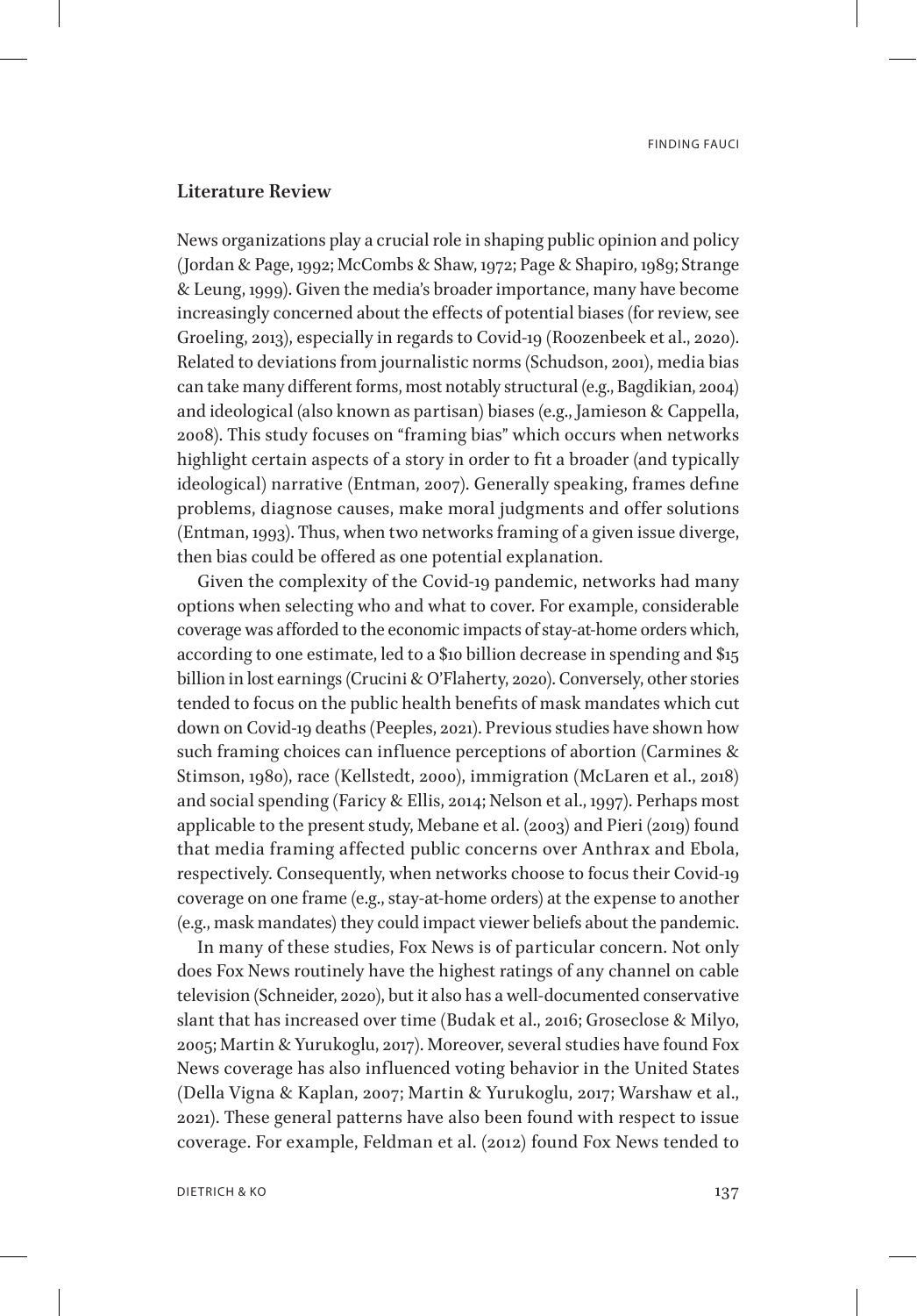## Literature Review

News organizations play a crucial role in shaping public opinion and policy (Jordan & Page, 1992; McCombs & Shaw, 1972; Page & Shapiro, 1989; Strange & Leung, 1999). Given the media's broader importance, many have become increasingly concerned about the effects of potential biases (for review, see Groeling, 2013), especially in regards to Covid-19 (Roozenbeek et al., 2020). Related to deviations from journalistic norms (Schudson, 2001), media bias can take many different forms, most notably structural (e.g., Bagdikian, 2004) and ideological (also known as partisan) biases (e.g., Jamieson & Cappella, 2008). This study focuses on "framing bias" which occurs when networks highlight certain aspects of a story in order to fit a broader (and typically ideological) narrative (Entman, 2007). Generally speaking, frames define problems, diagnose causes, make moral judgments and offer solutions (Entman, 1993). Thus, when two networks framing of a given issue diverge, then bias could be offered as one potential explanation.

Given the complexity of the Covid-19 pandemic, networks had many options when selecting who and what to cover. For example, considerable coverage was afforded to the economic impacts of stay-at-home orders which, according to one estimate, led to a $10 billion decrease in spending and $15 billion in lost earnings (Crucini & O'Flaherty, 2020). Conversely, other stories tended to focus on the public health benefits of mask mandates which cut down on Covid-19 deaths (Peeples, 2021). Previous studies have shown how such framing choices can influence perceptions of abortion (Carmines & Stimson, 1980), race (Kellstedt, 2000), immigration (McLaren et al., 2018) and social spending (Faricy & Ellis, 2014; Nelson et al., 1997). Perhaps most applicable to the present study, Mebane et al. (2003) and Pieri (2019) found that media framing affected public concerns over Anthrax and Ebola, respectively. Consequently, when networks choose to focus their Covid-19 coverage on one frame (e.g., stay-at-home orders) at the expense to another (e.g., mask mandates) they could impact viewer beliefs about the pandemic.

In many of these studies, Fox News is of particular concern. Not only does Fox News routinely have the highest ratings of any channel on cable television (Schneider, 2020), but it also has a well-documented conservative slant that has increased over time (Budak et al., 2016; Groseclose & Milyo, 2005; Martin & Yurukoglu, 2017). Moreover, several studies have found Fox News coverage has also influenced voting behavior in the United States (Della Vigna & Kaplan, 2007; Martin & Yurukoglu, 2017; Warshaw et al., 2021). These general patterns have also been found with respect to issue coverage. For example, Feldman et al. (2012) found Fox News tended to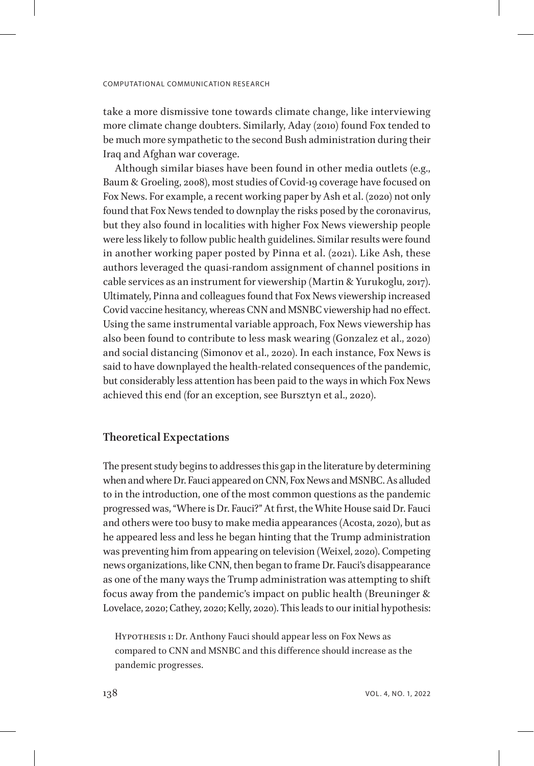take a more dismissive tone towards climate change, like interviewing more climate change doubters. Similarly, Aday (2010) found Fox tended to be much more sympathetic to the second Bush administration during their Iraq and Afghan war coverage.

Although similar biases have been found in other media outlets (e.g., Baum & Groeling, 2008), most studies of Covid-19 coverage have focused on Fox News. For example, a recent working paper by Ash et al. (2020) not only found that Fox News tended to downplay the risks posed by the coronavirus, but they also found in localities with higher Fox News viewership people were less likely to follow public health guidelines. Similar results were found in another working paper posted by Pinna et al. (2021). Like Ash, these authors leveraged the quasi-random assignment of channel positions in cable services as an instrument for viewership (Martin & Yurukoglu, 2017). Ultimately, Pinna and colleagues found that Fox News viewership increased Covid vaccine hesitancy, whereas CNN and MSNBC viewership had no effect. Using the same instrumental variable approach, Fox News viewership has also been found to contribute to less mask wearing (Gonzalez et al., 2020) and social distancing (Simonov et al., 2020). In each instance, Fox News is said to have downplayed the health-related consequences of the pandemic, but considerably less attention has been paid to the ways in which Fox News achieved this end (for an exception, see Bursztyn et al., 2020).

## Theoretical Expectations

The present study begins to addresses this gap in the literature by determining when and where Dr. Fauci appeared on CNN, Fox News and MSNBC. As alluded to in the introduction, one of the most common questions as the pandemic progressed was, "Where is Dr. Fauci?" At first, the White House said Dr. Fauci and others were too busy to make media appearances (Acosta, 2020), but as he appeared less and less he began hinting that the Trump administration was preventing him from appearing on television (Weixel, 2020). Competing news organizations, like CNN, then began to frame Dr. Fauci's disappearance as one of the many ways the Trump administration was attempting to shift focus away from the pandemic's impact on public health (Breuninger & Lovelace, 2020; Cathey, 2020; Kelly, 2020). This leads to our initial hypothesis:

> Hypothesis 1: Dr. Anthony Fauci should appear less on Fox News as compared to CNN and MSNBC and this difference should increase as the pandemic progresses.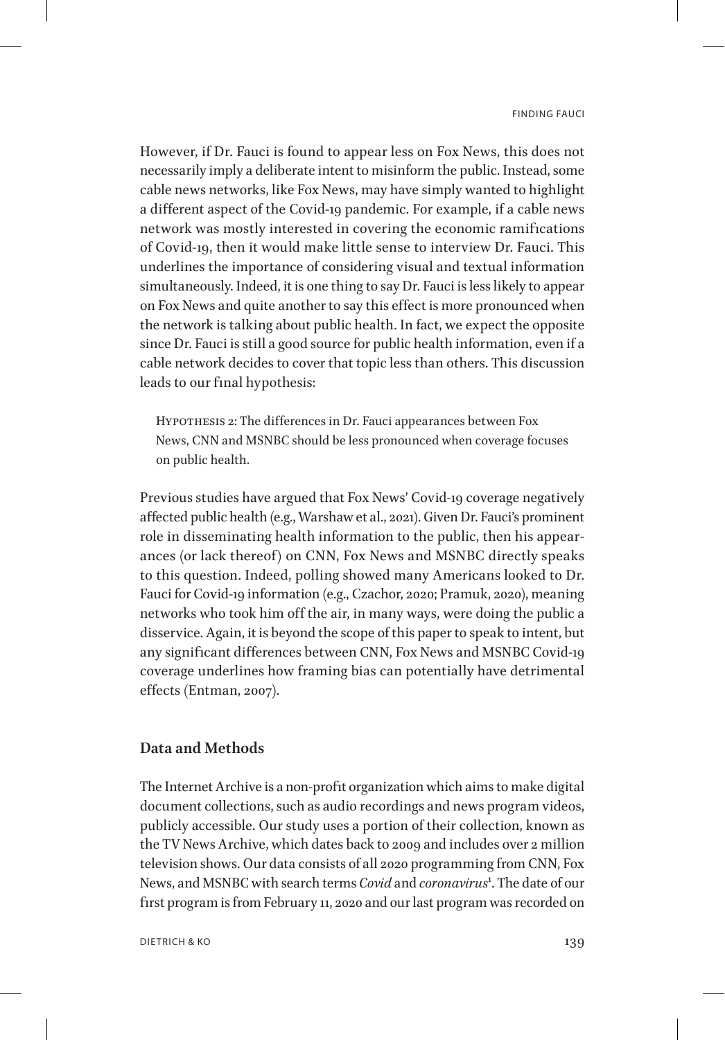However, if Dr. Fauci is found to appear less on Fox News, this does not necessarily imply a deliberate intent to misinform the public. Instead, some cable news networks, like Fox News, may have simply wanted to highlight a different aspect of the Covid-19 pandemic. For example, if a cable news network was mostly interested in covering the economic ramifications of Covid-19, then it would make little sense to interview Dr. Fauci. This underlines the importance of considering visual and textual information simultaneously. Indeed, it is one thing to say Dr. Fauci is less likely to appear on Fox News and quite another to say this effect is more pronounced when the network is talking about public health. In fact, we expect the opposite since Dr. Fauci is still a good source for public health information, even if a cable network decides to cover that topic less than others. This discussion leads to our final hypothesis:

> Hypothesis 2: The differences in Dr. Fauci appearances between Fox News, CNN and MSNBC should be less pronounced when coverage focuses on public health.

Previous studies have argued that Fox News' Covid-19 coverage negatively affected public health (e.g., Warshaw et al., 2021). Given Dr. Fauci's prominent role in disseminating health information to the public, then his appearances (or lack thereof) on CNN, Fox News and MSNBC directly speaks to this question. Indeed, polling showed many Americans looked to Dr. Fauci for Covid-19 information (e.g., Czachor, 2020; Pramuk, 2020), meaning networks who took him off the air, in many ways, were doing the public a disservice. Again, it is beyond the scope of this paper to speak to intent, but any significant differences between CNN, Fox News and MSNBC Covid-19 coverage underlines how framing bias can potentially have detrimental effects (Entman, 2007).

## Data and Methods

The Internet Archive is a non-profit organization which aims to make digital document collections, such as audio recordings and news program videos, publicly accessible. Our study uses a portion of their collection, known as the TV News Archive, which dates back to 2009 and includes over 2 million television shows. Our data consists of all 2020 programming from CNN, Fox News, and MSNBC with search terms *Covid* and *coronavirus*[1]. The date of our first program is from February 11, 2020 and our last program was recorded on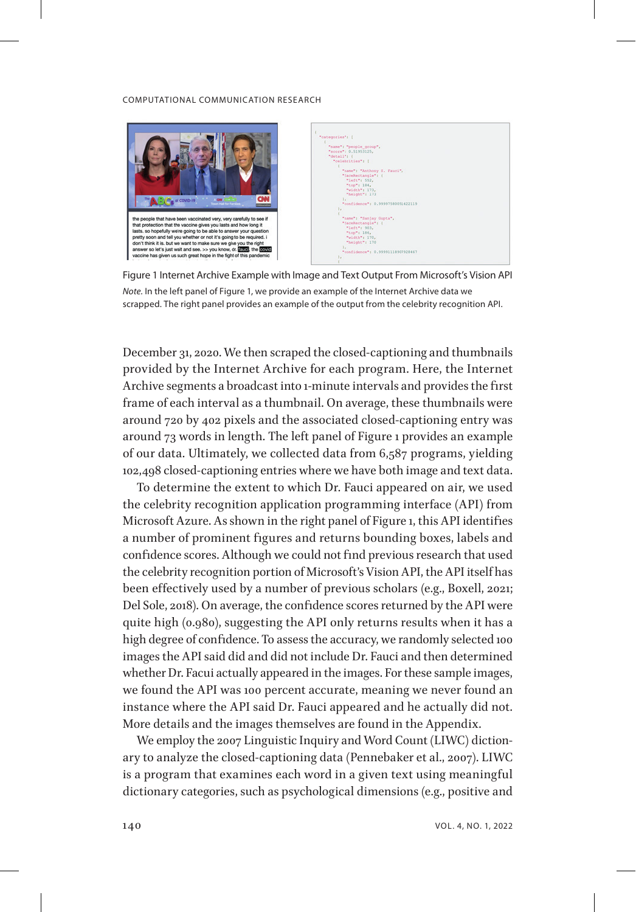Figure 1 Internet Archive Example with Image and Text Output From Microsoft's Vision API

*Note.* In the left panel of Figure 1, we provide an example of the Internet Archive data we scrapped. The right panel provides an example of the output from the celebrity recognition API.

December 31, 2020. We then scraped the closed-captioning and thumbnails provided by the Internet Archive for each program. Here, the Internet Archive segments a broadcast into 1-minute intervals and provides the first frame of each interval as a thumbnail. On average, these thumbnails were around 720 by 402 pixels and the associated closed-captioning entry was around 73 words in length. The left panel of Figure 1 provides an example of our data. Ultimately, we collected data from 6,587 programs, yielding 102,498 closed-captioning entries where we have both image and text data.

To determine the extent to which Dr. Fauci appeared on air, we used the celebrity recognition application programming interface (API) from Microsoft Azure. As shown in the right panel of Figure 1, this API identifies a number of prominent figures and returns bounding boxes, labels and confidence scores. Although we could not find previous research that used the celebrity recognition portion of Microsoft's Vision API, the API itself has been effectively used by a number of previous scholars (e.g., Boxell, 2021; Del Sole, 2018). On average, the confidence scores returned by the API were quite high (0.980), suggesting the API only returns results when it has a high degree of confidence. To assess the accuracy, we randomly selected 100 images the API said did and did not include Dr. Fauci and then determined whether Dr. Facui actually appeared in the images. For these sample images, we found the API was 100 percent accurate, meaning we never found an instance where the API said Dr. Fauci appeared and he actually did not. More details and the images themselves are found in the Appendix.

We employ the 2007 Linguistic Inquiry and Word Count (LIWC) dictionary to analyze the closed-captioning data (Pennebaker et al., 2007). LIWC is a program that examines each word in a given text using meaningful dictionary categories, such as psychological dimensions (e.g., positive and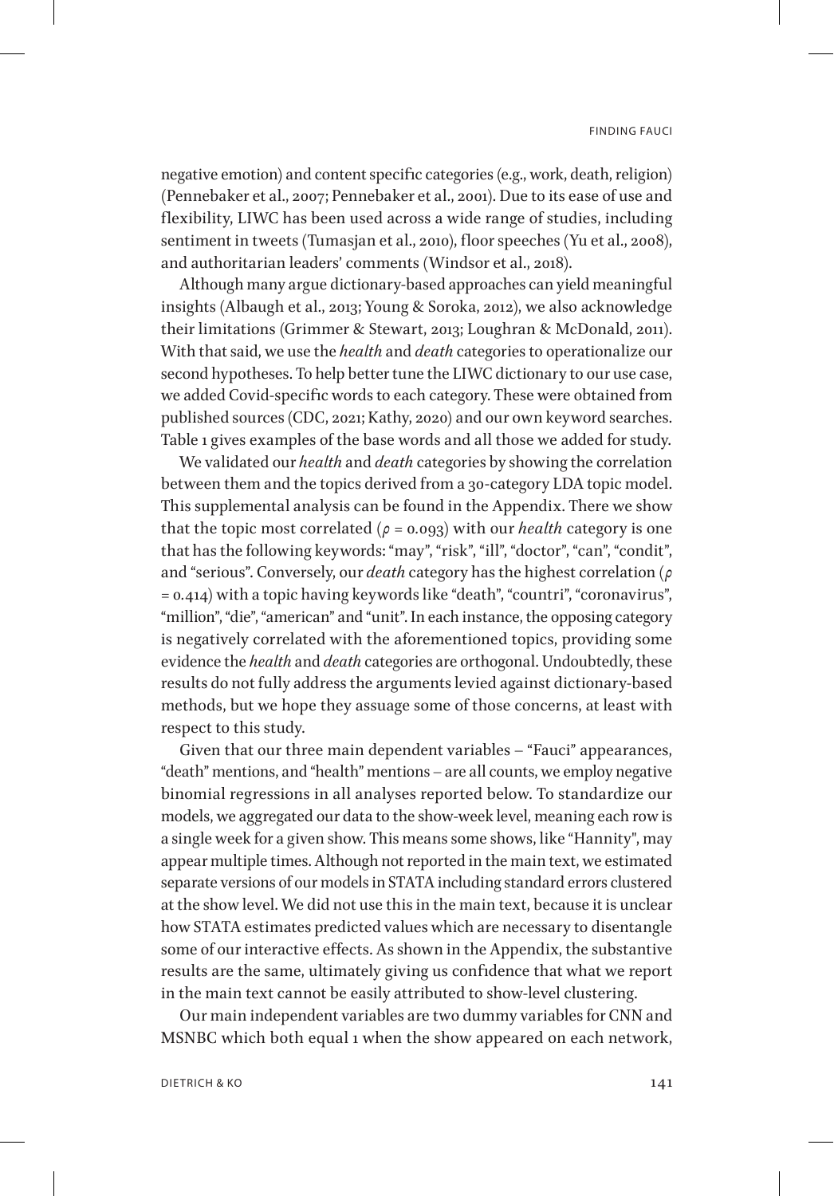negative emotion) and content specific categories (e.g., work, death, religion) (Pennebaker et al., 2007; Pennebaker et al., 2001). Due to its ease of use and flexibility, LIWC has been used across a wide range of studies, including sentiment in tweets (Tumasjan et al., 2010), floor speeches (Yu et al., 2008), and authoritarian leaders' comments (Windsor et al., 2018).

Although many argue dictionary-based approaches can yield meaningful insights (Albaugh et al., 2013; Young & Soroka, 2012), we also acknowledge their limitations (Grimmer & Stewart, 2013; Loughran & McDonald, 2011). With that said, we use the *health* and *death* categories to operationalize our second hypotheses. To help better tune the LIWC dictionary to our use case, we added Covid-specific words to each category. These were obtained from published sources (CDC, 2021; Kathy, 2020) and our own keyword searches. Table 1 gives examples of the base words and all those we added for study.

We validated our *health* and *death* categories by showing the correlation between them and the topics derived from a 30-category LDA topic model. This supplemental analysis can be found in the Appendix. There we show that the topic most correlated ($\rho$ = 0.093) with our *health* category is one that has the following keywords: "may", "risk", "ill", "doctor", "can", "condit", and "serious". Conversely, our *death* category has the highest correlation ($\rho$ = 0.414) with a topic having keywords like "death", "countri", "coronavirus", "million", "die", "american" and "unit". In each instance, the opposing category is negatively correlated with the aforementioned topics, providing some evidence the *health* and *death* categories are orthogonal. Undoubtedly, these results do not fully address the arguments levied against dictionary-based methods, but we hope they assuage some of those concerns, at least with respect to this study.

Given that our three main dependent variables – "Fauci" appearances, "death" mentions, and "health" mentions – are all counts, we employ negative binomial regressions in all analyses reported below. To standardize our models, we aggregated our data to the show-week level, meaning each row is a single week for a given show. This means some shows, like "Hannity", may appear multiple times. Although not reported in the main text, we estimated separate versions of our models in STATA including standard errors clustered at the show level. We did not use this in the main text, because it is unclear how STATA estimates predicted values which are necessary to disentangle some of our interactive effects. As shown in the Appendix, the substantive results are the same, ultimately giving us confidence that what we report in the main text cannot be easily attributed to show-level clustering.

Our main independent variables are two dummy variables for CNN and MSNBC which both equal 1 when the show appeared on each network,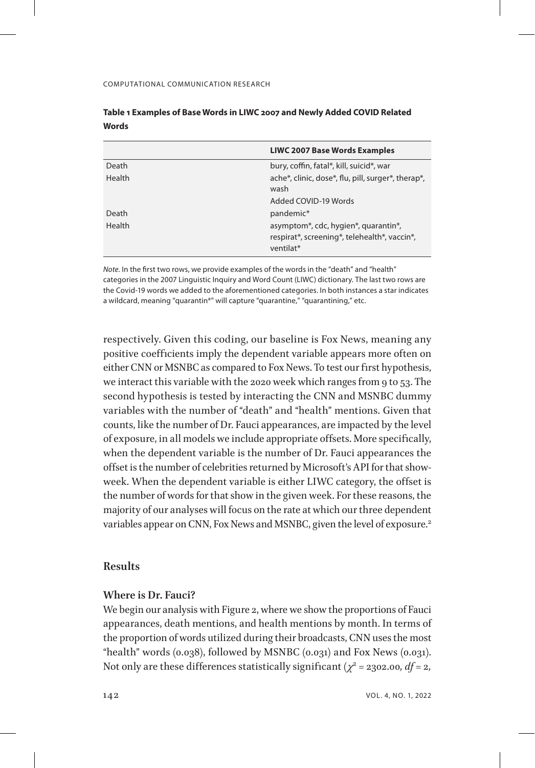**Table 1 Examples of Base Words in LIWC 2007 and Newly Added COVID Related Words**

| | LIWC 2007 Base Words Examples |
|---|---|
| Death | bury, coffin, fatal*, kill, suicid*, war |
| Health | ache*, clinic, dose*, flu, pill, surger*, therap*, wash |
| | Added COVID-19 Words |
| Death | pandemic* |
| Health | asymptom*, cdc, hygien*, quarantin*, respirat*, screening*, telehealth*, vaccin*, ventilat* |

*Note.* In the first two rows, we provide examples of the words in the "death" and "health" categories in the 2007 Linguistic Inquiry and Word Count (LIWC) dictionary. The last two rows are the Covid-19 words we added to the aforementioned categories. In both instances a star indicates a wildcard, meaning "quarantin*" will capture "quarantine," "quarantining," etc.

respectively. Given this coding, our baseline is Fox News, meaning any positive coefficients imply the dependent variable appears more often on either CNN or MSNBC as compared to Fox News. To test our first hypothesis, we interact this variable with the 2020 week which ranges from 9 to 53. The second hypothesis is tested by interacting the CNN and MSNBC dummy variables with the number of "death" and "health" mentions. Given that counts, like the number of Dr. Fauci appearances, are impacted by the level of exposure, in all models we include appropriate offsets. More specifically, when the dependent variable is the number of Dr. Fauci appearances the offset is the number of celebrities returned by Microsoft's API for that show-week. When the dependent variable is either LIWC category, the offset is the number of words for that show in the given week. For these reasons, the majority of our analyses will focus on the rate at which our three dependent variables appear on CNN, Fox News and MSNBC, given the level of exposure.[2]

## Results

### Where is Dr. Fauci?

We begin our analysis with Figure 2, where we show the proportions of Fauci appearances, death mentions, and health mentions by month. In terms of the proportion of words utilized during their broadcasts, CNN uses the most "health" words (0.038), followed by MSNBC (0.031) and Fox News (0.031). Not only are these differences statistically significant ($\chi^2 = 2302.00$, $df = 2$,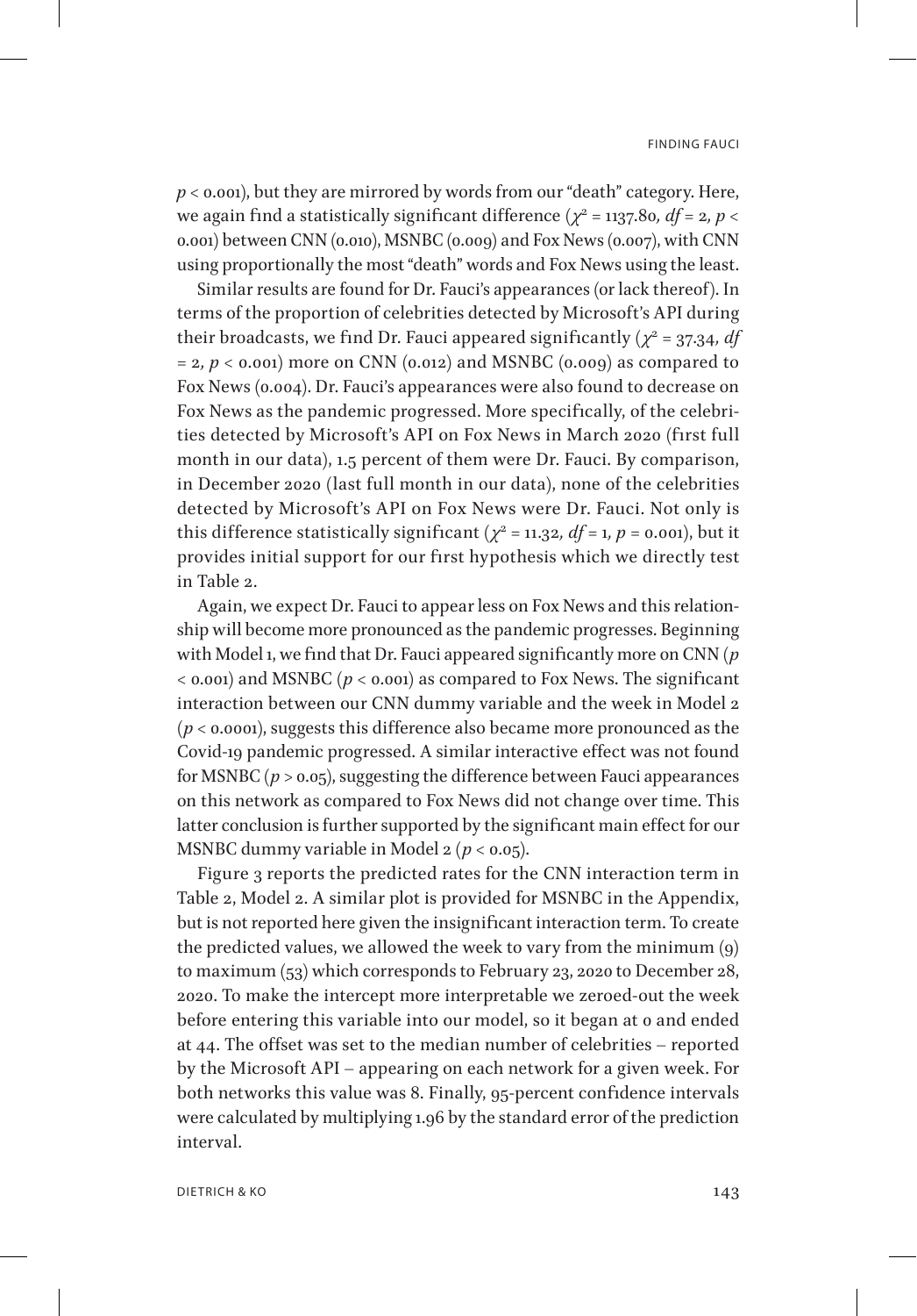$p < 0.001$), but they are mirrored by words from our "death" category. Here, we again find a statistically significant difference ($\chi^2 = 1137.80$, $df = 2$, $p < 0.001$) between CNN (0.010), MSNBC (0.009) and Fox News (0.007), with CNN using proportionally the most "death" words and Fox News using the least.

Similar results are found for Dr. Fauci's appearances (or lack thereof). In terms of the proportion of celebrities detected by Microsoft's API during their broadcasts, we find Dr. Fauci appeared significantly ($\chi^2 = 37.34$, $df = 2$, $p < 0.001$) more on CNN (0.012) and MSNBC (0.009) as compared to Fox News (0.004). Dr. Fauci's appearances were also found to decrease on Fox News as the pandemic progressed. More specifically, of the celebrities detected by Microsoft's API on Fox News in March 2020 (first full month in our data), 1.5 percent of them were Dr. Fauci. By comparison, in December 2020 (last full month in our data), none of the celebrities detected by Microsoft's API on Fox News were Dr. Fauci. Not only is this difference statistically significant ($\chi^2 = 11.32$, $df = 1$, $p = 0.001$), but it provides initial support for our first hypothesis which we directly test in Table 2.

Again, we expect Dr. Fauci to appear less on Fox News and this relationship will become more pronounced as the pandemic progresses. Beginning with Model 1, we find that Dr. Fauci appeared significantly more on CNN ($p < 0.001$) and MSNBC ($p < 0.001$) as compared to Fox News. The significant interaction between our CNN dummy variable and the week in Model 2 ($p < 0.0001$), suggests this difference also became more pronounced as the Covid-19 pandemic progressed. A similar interactive effect was not found for MSNBC ($p > 0.05$), suggesting the difference between Fauci appearances on this network as compared to Fox News did not change over time. This latter conclusion is further supported by the significant main effect for our MSNBC dummy variable in Model 2 ($p < 0.05$).

Figure 3 reports the predicted rates for the CNN interaction term in Table 2, Model 2. A similar plot is provided for MSNBC in the Appendix, but is not reported here given the insignificant interaction term. To create the predicted values, we allowed the week to vary from the minimum (9) to maximum (53) which corresponds to February 23, 2020 to December 28, 2020. To make the intercept more interpretable we zeroed-out the week before entering this variable into our model, so it began at 0 and ended at 44. The offset was set to the median number of celebrities – reported by the Microsoft API – appearing on each network for a given week. For both networks this value was 8. Finally, 95-percent confidence intervals were calculated by multiplying 1.96 by the standard error of the prediction interval.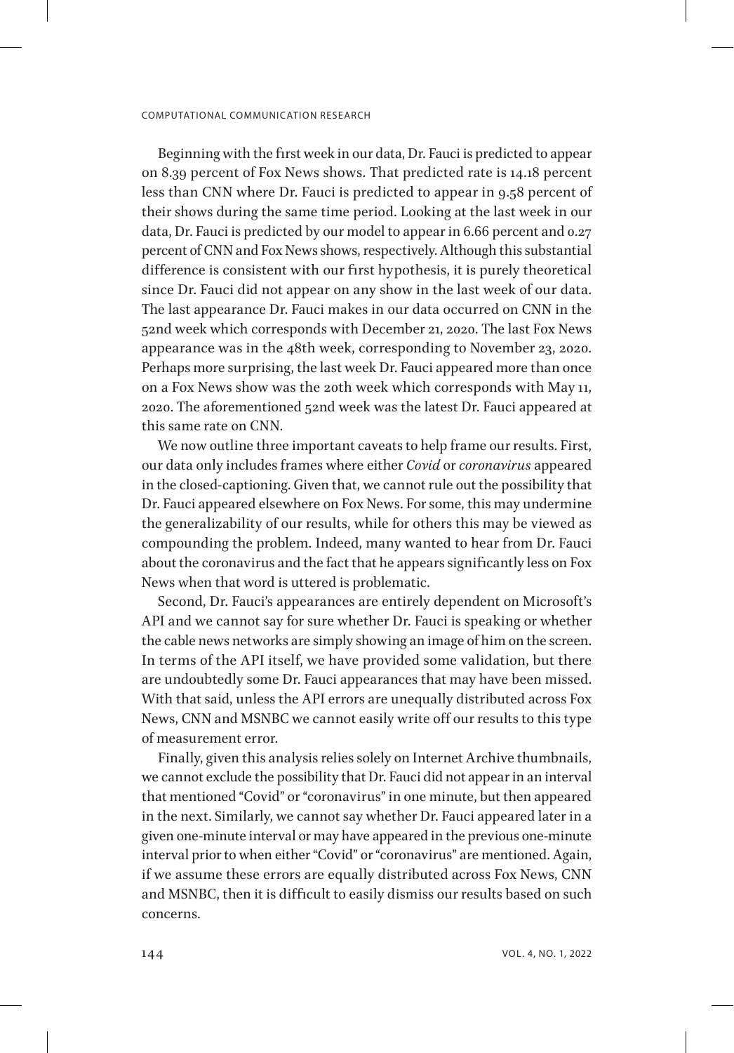Beginning with the first week in our data, Dr. Fauci is predicted to appear on 8.39 percent of Fox News shows. That predicted rate is 14.18 percent less than CNN where Dr. Fauci is predicted to appear in 9.58 percent of their shows during the same time period. Looking at the last week in our data, Dr. Fauci is predicted by our model to appear in 6.66 percent and 0.27 percent of CNN and Fox News shows, respectively. Although this substantial difference is consistent with our first hypothesis, it is purely theoretical since Dr. Fauci did not appear on any show in the last week of our data. The last appearance Dr. Fauci makes in our data occurred on CNN in the 52nd week which corresponds with December 21, 2020. The last Fox News appearance was in the 48th week, corresponding to November 23, 2020. Perhaps more surprising, the last week Dr. Fauci appeared more than once on a Fox News show was the 20th week which corresponds with May 11, 2020. The aforementioned 52nd week was the latest Dr. Fauci appeared at this same rate on CNN.

We now outline three important caveats to help frame our results. First, our data only includes frames where either *Covid* or *coronavirus* appeared in the closed-captioning. Given that, we cannot rule out the possibility that Dr. Fauci appeared elsewhere on Fox News. For some, this may undermine the generalizability of our results, while for others this may be viewed as compounding the problem. Indeed, many wanted to hear from Dr. Fauci about the coronavirus and the fact that he appears significantly less on Fox News when that word is uttered is problematic.

Second, Dr. Fauci's appearances are entirely dependent on Microsoft's API and we cannot say for sure whether Dr. Fauci is speaking or whether the cable news networks are simply showing an image of him on the screen. In terms of the API itself, we have provided some validation, but there are undoubtedly some Dr. Fauci appearances that may have been missed. With that said, unless the API errors are unequally distributed across Fox News, CNN and MSNBC we cannot easily write off our results to this type of measurement error.

Finally, given this analysis relies solely on Internet Archive thumbnails, we cannot exclude the possibility that Dr. Fauci did not appear in an interval that mentioned "Covid" or "coronavirus" in one minute, but then appeared in the next. Similarly, we cannot say whether Dr. Fauci appeared later in a given one-minute interval or may have appeared in the previous one-minute interval prior to when either "Covid" or "coronavirus" are mentioned. Again, if we assume these errors are equally distributed across Fox News, CNN and MSNBC, then it is difficult to easily dismiss our results based on such concerns.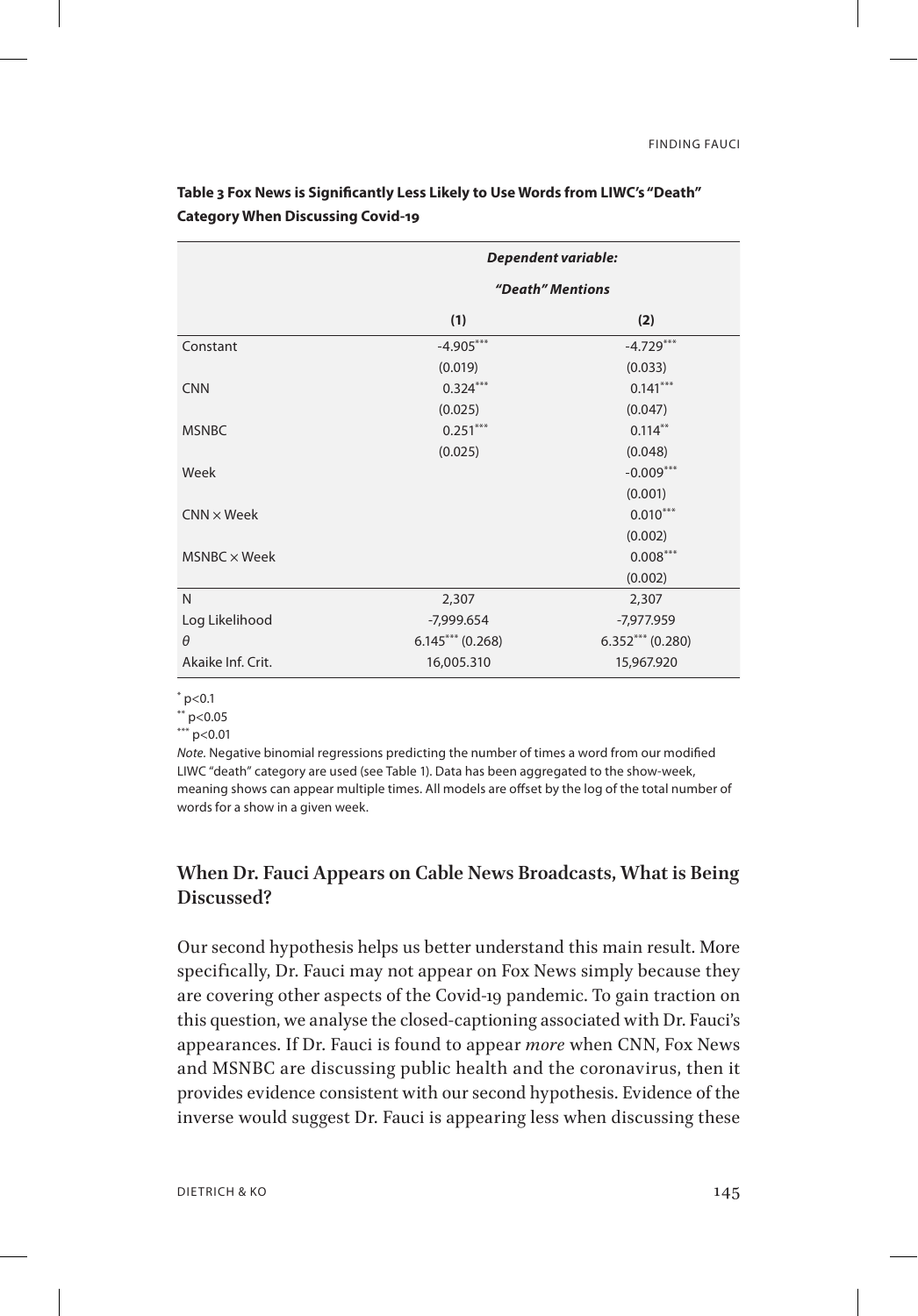**Table 3 Fox News is Significantly Less Likely to Use Words from LIWC's "Death" Category When Discussing Covid-19**

| | *Dependent variable:* | |
|---|---|---|
| | *"Death" Mentions* | |
| | (1) | (2) |
| Constant | -4.905*** | -4.729*** |
| | (0.019) | (0.033) |
| CNN | 0.324*** | 0.141*** |
| | (0.025) | (0.047) |
| MSNBC | 0.251*** | 0.114** |
| | (0.025) | (0.048) |
| Week | | -0.009*** |
| | | (0.001) |
| CNN × Week | | 0.010*** |
| | | (0.002) |
| MSNBC × Week | | 0.008*** |
| | | (0.002) |
| N | 2,307 | 2,307 |
| Log Likelihood | -7,999.654 | -7,977.959 |
| $\theta$ | 6.145*** (0.268) | 6.352*** (0.280) |
| Akaike Inf. Crit. | 16,005.310 | 15,967.920 |

* p<0.1
** p<0.05
*** p<0.01

*Note.* Negative binomial regressions predicting the number of times a word from our modified LIWC "death" category are used (see Table 1). Data has been aggregated to the show-week, meaning shows can appear multiple times. All models are offset by the log of the total number of words for a show in a given week.

## When Dr. Fauci Appears on Cable News Broadcasts, What is Being Discussed?

Our second hypothesis helps us better understand this main result. More specifically, Dr. Fauci may not appear on Fox News simply because they are covering other aspects of the Covid-19 pandemic. To gain traction on this question, we analyse the closed-captioning associated with Dr. Fauci's appearances. If Dr. Fauci is found to appear *more* when CNN, Fox News and MSNBC are discussing public health and the coronavirus, then it provides evidence consistent with our second hypothesis. Evidence of the inverse would suggest Dr. Fauci is appearing less when discussing these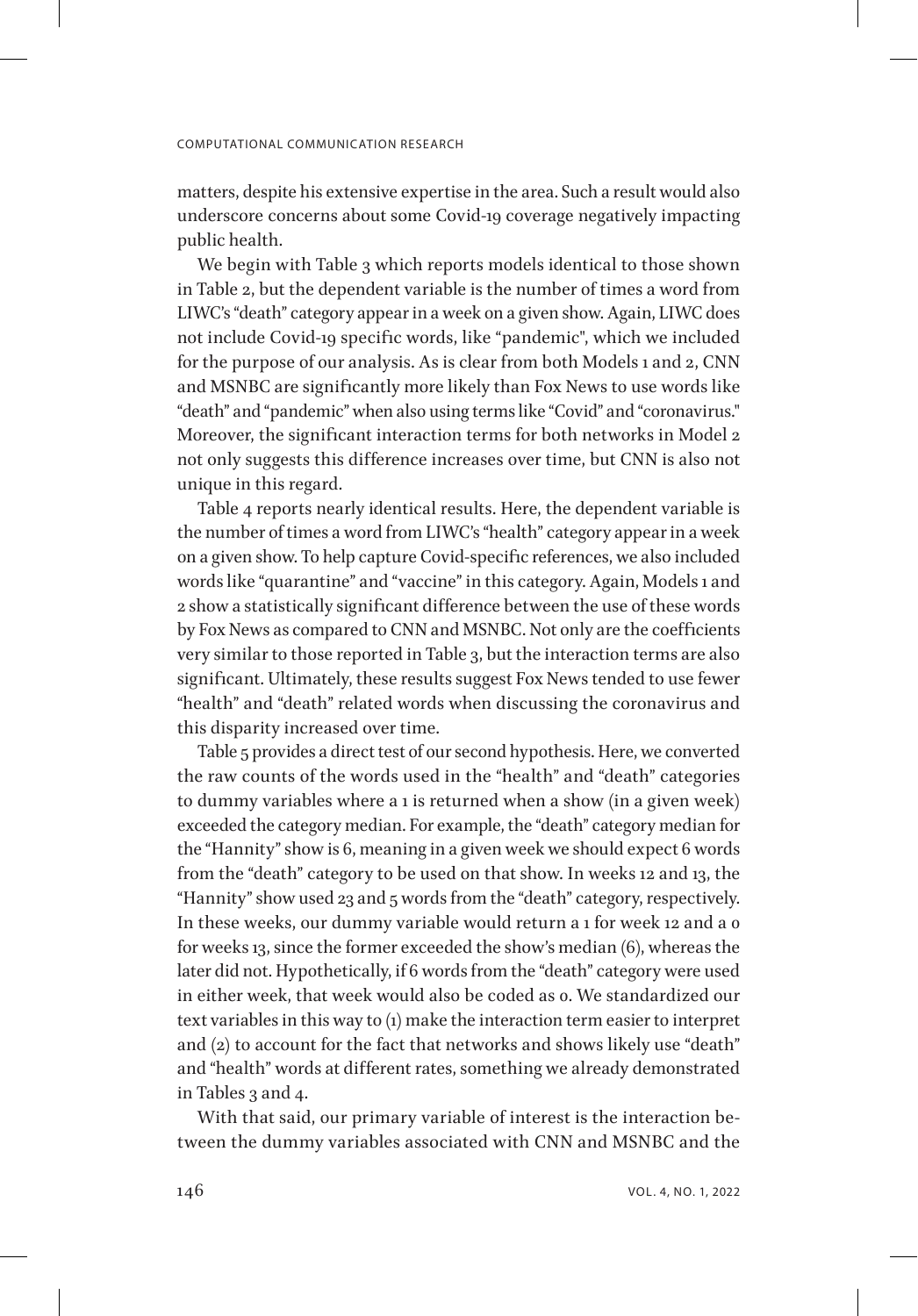matters, despite his extensive expertise in the area. Such a result would also underscore concerns about some Covid-19 coverage negatively impacting public health.

We begin with Table 3 which reports models identical to those shown in Table 2, but the dependent variable is the number of times a word from LIWC's "death" category appear in a week on a given show. Again, LIWC does not include Covid-19 specific words, like "pandemic", which we included for the purpose of our analysis. As is clear from both Models 1 and 2, CNN and MSNBC are significantly more likely than Fox News to use words like "death" and "pandemic" when also using terms like "Covid" and "coronavirus." Moreover, the significant interaction terms for both networks in Model 2 not only suggests this difference increases over time, but CNN is also not unique in this regard.

Table 4 reports nearly identical results. Here, the dependent variable is the number of times a word from LIWC's "health" category appear in a week on a given show. To help capture Covid-specific references, we also included words like "quarantine" and "vaccine" in this category. Again, Models 1 and 2 show a statistically significant difference between the use of these words by Fox News as compared to CNN and MSNBC. Not only are the coefficients very similar to those reported in Table 3, but the interaction terms are also significant. Ultimately, these results suggest Fox News tended to use fewer "health" and "death" related words when discussing the coronavirus and this disparity increased over time.

Table 5 provides a direct test of our second hypothesis. Here, we converted the raw counts of the words used in the "health" and "death" categories to dummy variables where a 1 is returned when a show (in a given week) exceeded the category median. For example, the "death" category median for the "Hannity" show is 6, meaning in a given week we should expect 6 words from the "death" category to be used on that show. In weeks 12 and 13, the "Hannity" show used 23 and 5 words from the "death" category, respectively. In these weeks, our dummy variable would return a 1 for week 12 and a 0 for weeks 13, since the former exceeded the show's median (6), whereas the later did not. Hypothetically, if 6 words from the "death" category were used in either week, that week would also be coded as 0. We standardized our text variables in this way to (1) make the interaction term easier to interpret and (2) to account for the fact that networks and shows likely use "death" and "health" words at different rates, something we already demonstrated in Tables 3 and 4.

With that said, our primary variable of interest is the interaction between the dummy variables associated with CNN and MSNBC and the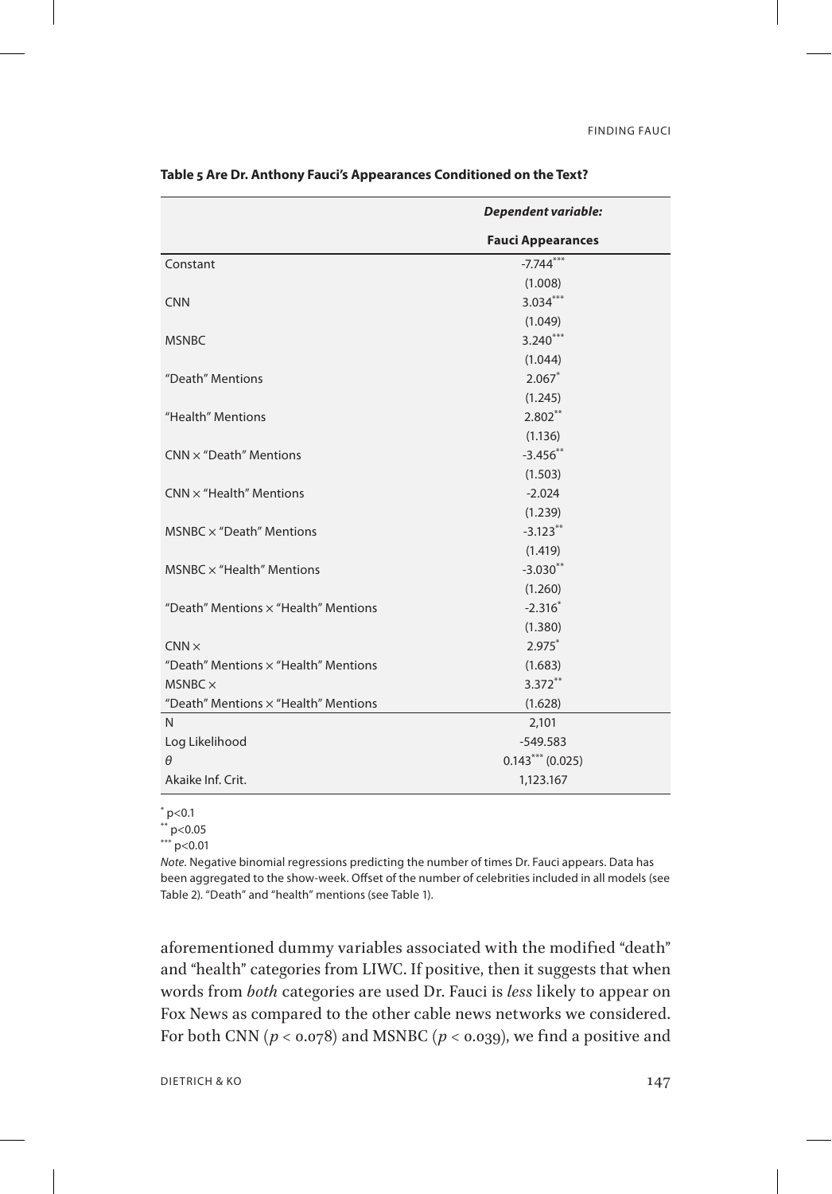**Table 5 Are Dr. Anthony Fauci's Appearances Conditioned on the Text?**

| | *Dependent variable:* |
|---|---|
| | **Fauci Appearances** |
| Constant | -7.744*** |
| | (1.008) |
| CNN | 3.034*** |
| | (1.049) |
| MSNBC | 3.240*** |
| | (1.044) |
| "Death" Mentions | 2.067* |
| | (1.245) |
| "Health" Mentions | 2.802** |
| | (1.136) |
| CNN × "Death" Mentions | -3.456** |
| | (1.503) |
| CNN × "Health" Mentions | -2.024 |
| | (1.239) |
| MSNBC × "Death" Mentions | -3.123** |
| | (1.419) |
| MSNBC × "Health" Mentions | -3.030** |
| | (1.260) |
| "Death" Mentions × "Health" Mentions | -2.316* |
| | (1.380) |
| CNN × "Death" Mentions × "Health" Mentions | 2.975* (1.683) |
| MSNBC × "Death" Mentions × "Health" Mentions | 3.372** (1.628) |
| N | 2,101 |
| Log Likelihood | -549.583 |
| $\theta$ | 0.143*** (0.025) |
| Akaike Inf. Crit. | 1,123.167 |

\* p<0.1
\*\* p<0.05
\*\*\* p<0.01

*Note.* Negative binomial regressions predicting the number of times Dr. Fauci appears. Data has been aggregated to the show-week. Offset of the number of celebrities included in all models (see Table 2). "Death" and "health" mentions (see Table 1).

aforementioned dummy variables associated with the modified "death" and "health" categories from LIWC. If positive, then it suggests that when words from *both* categories are used Dr. Fauci is *less* likely to appear on Fox News as compared to the other cable news networks we considered. For both CNN ($p < 0.078$) and MSNBC ($p < 0.039$), we find a positive and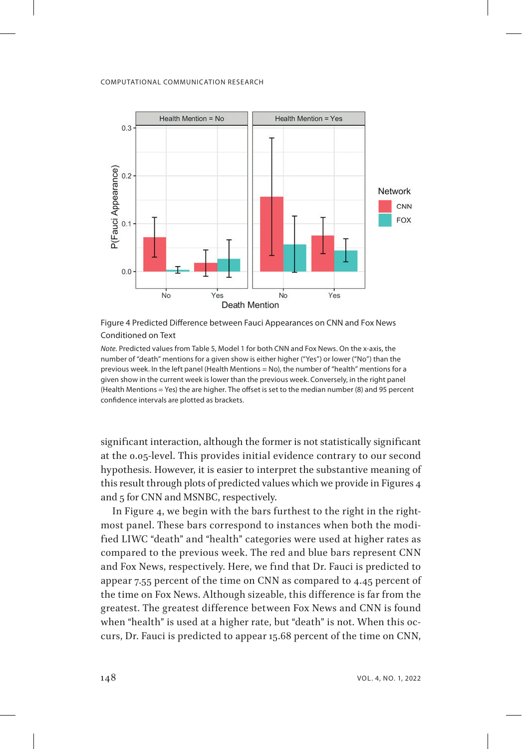Figure 4 Predicted Difference between Fauci Appearances on CNN and Fox News Conditioned on Text

*Note.* Predicted values from Table 5, Model 1 for both CNN and Fox News. On the x-axis, the number of "death" mentions for a given show is either higher ("Yes") or lower ("No") than the previous week. In the left panel (Health Mentions = No), the number of "health" mentions for a given show in the current week is lower than the previous week. Conversely, in the right panel (Health Mentions = Yes) the are higher. The offset is set to the median number (8) and 95 percent confidence intervals are plotted as brackets.

significant interaction, although the former is not statistically significant at the 0.05-level. This provides initial evidence contrary to our second hypothesis. However, it is easier to interpret the substantive meaning of this result through plots of predicted values which we provide in Figures 4 and 5 for CNN and MSNBC, respectively.

In Figure 4, we begin with the bars furthest to the right in the rightmost panel. These bars correspond to instances when both the modified LIWC "death" and "health" categories were used at higher rates as compared to the previous week. The red and blue bars represent CNN and Fox News, respectively. Here, we find that Dr. Fauci is predicted to appear 7.55 percent of the time on CNN as compared to 4.45 percent of the time on Fox News. Although sizeable, this difference is far from the greatest. The greatest difference between Fox News and CNN is found when "health" is used at a higher rate, but "death" is not. When this occurs, Dr. Fauci is predicted to appear 15.68 percent of the time on CNN,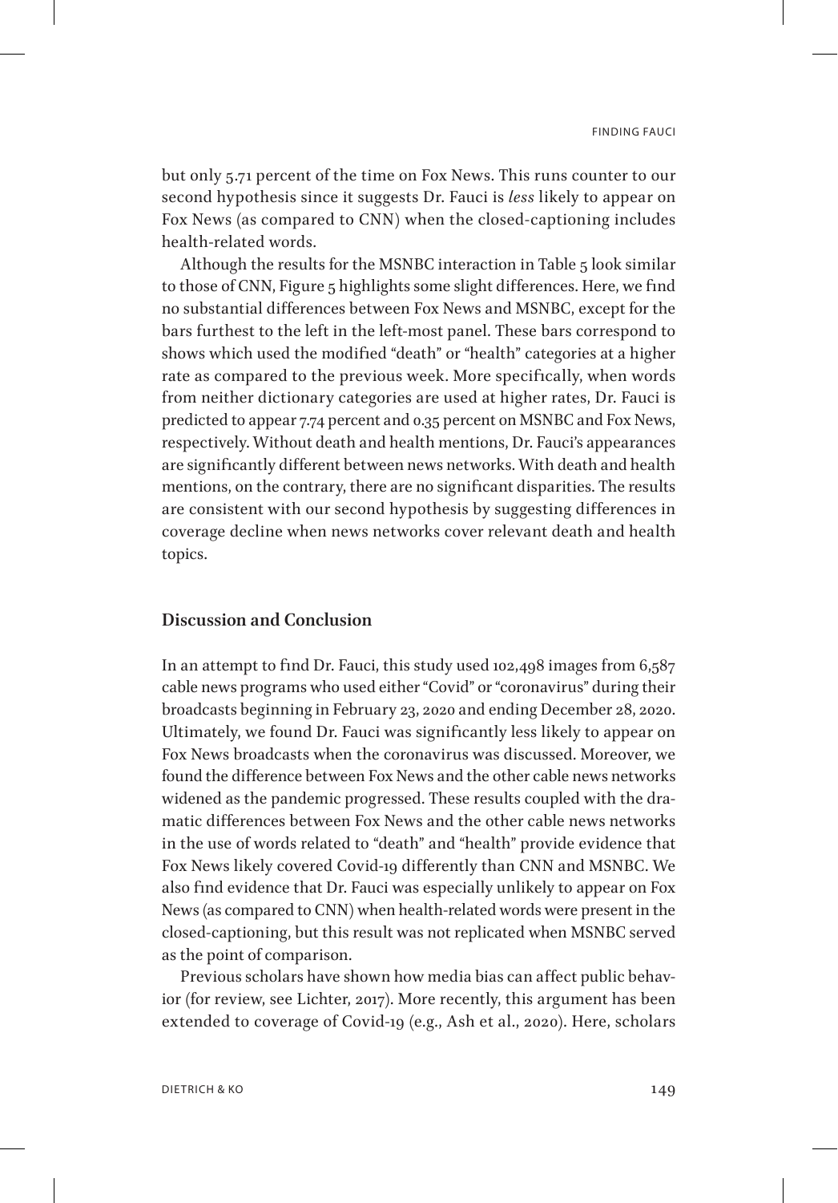but only 5.71 percent of the time on Fox News. This runs counter to our second hypothesis since it suggests Dr. Fauci is *less* likely to appear on Fox News (as compared to CNN) when the closed-captioning includes health-related words.

Although the results for the MSNBC interaction in Table 5 look similar to those of CNN, Figure 5 highlights some slight differences. Here, we find no substantial differences between Fox News and MSNBC, except for the bars furthest to the left in the left-most panel. These bars correspond to shows which used the modified "death" or "health" categories at a higher rate as compared to the previous week. More specifically, when words from neither dictionary categories are used at higher rates, Dr. Fauci is predicted to appear 7.74 percent and 0.35 percent on MSNBC and Fox News, respectively. Without death and health mentions, Dr. Fauci's appearances are significantly different between news networks. With death and health mentions, on the contrary, there are no significant disparities. The results are consistent with our second hypothesis by suggesting differences in coverage decline when news networks cover relevant death and health topics.

## Discussion and Conclusion

In an attempt to find Dr. Fauci, this study used 102,498 images from 6,587 cable news programs who used either "Covid" or "coronavirus" during their broadcasts beginning in February 23, 2020 and ending December 28, 2020. Ultimately, we found Dr. Fauci was significantly less likely to appear on Fox News broadcasts when the coronavirus was discussed. Moreover, we found the difference between Fox News and the other cable news networks widened as the pandemic progressed. These results coupled with the dramatic differences between Fox News and the other cable news networks in the use of words related to "death" and "health" provide evidence that Fox News likely covered Covid-19 differently than CNN and MSNBC. We also find evidence that Dr. Fauci was especially unlikely to appear on Fox News (as compared to CNN) when health-related words were present in the closed-captioning, but this result was not replicated when MSNBC served as the point of comparison.

Previous scholars have shown how media bias can affect public behavior (for review, see Lichter, 2017). More recently, this argument has been extended to coverage of Covid-19 (e.g., Ash et al., 2020). Here, scholars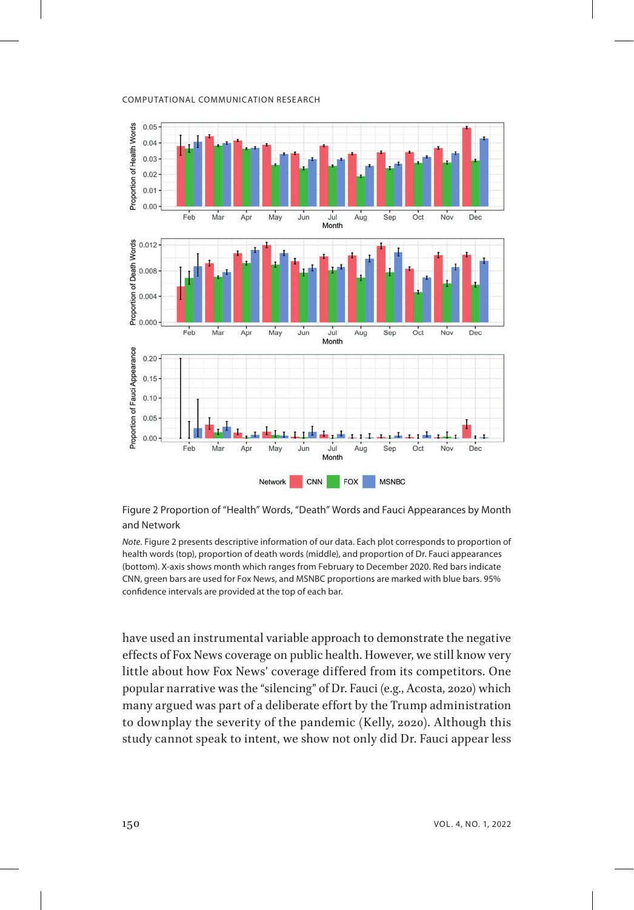Figure 2 Proportion of "Health" Words, "Death" Words and Fauci Appearances by Month and Network

*Note.* Figure 2 presents descriptive information of our data. Each plot corresponds to proportion of health words (top), proportion of death words (middle), and proportion of Dr. Fauci appearances (bottom). X-axis shows month which ranges from February to December 2020. Red bars indicate CNN, green bars are used for Fox News, and MSNBC proportions are marked with blue bars. 95% confidence intervals are provided at the top of each bar.

have used an instrumental variable approach to demonstrate the negative effects of Fox News coverage on public health. However, we still know very little about how Fox News' coverage differed from its competitors. One popular narrative was the "silencing" of Dr. Fauci (e.g., Acosta, 2020) which many argued was part of a deliberate effort by the Trump administration to downplay the severity of the pandemic (Kelly, 2020). Although this study cannot speak to intent, we show not only did Dr. Fauci appear less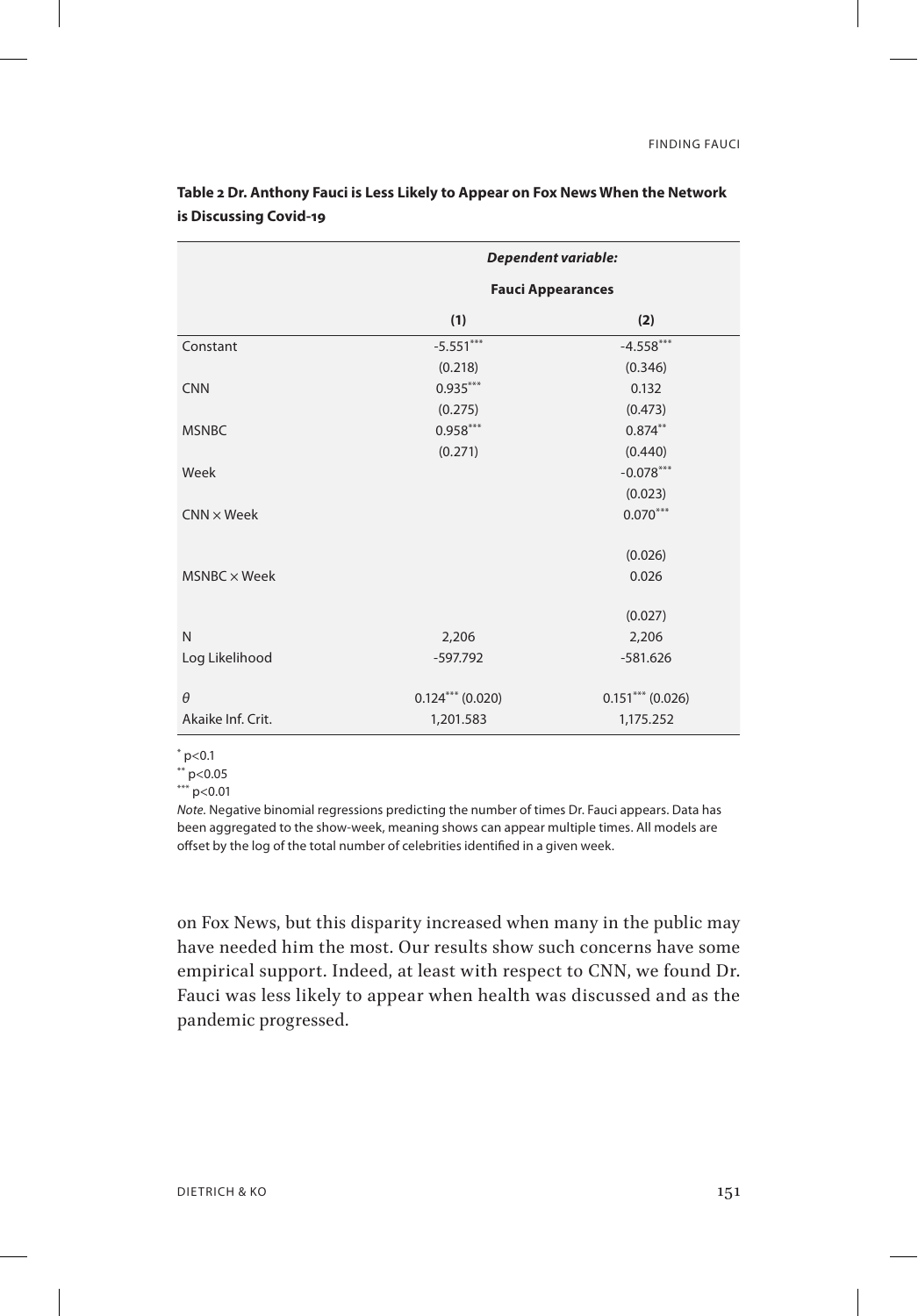**Table 2 Dr. Anthony Fauci is Less Likely to Appear on Fox News When the Network is Discussing Covid-19**

| | *Dependent variable:* | |
|---|---|---|
| | **Fauci Appearances** | |
| | **(1)** | **(2)** |
| Constant | $-5.551^{***}$ | $-4.558^{***}$ |
| | (0.218) | (0.346) |
| CNN | $0.935^{***}$ | 0.132 |
| | (0.275) | (0.473) |
| MSNBC | $0.958^{***}$ | $0.874^{**}$ |
| | (0.271) | (0.440) |
| Week | | $-0.078^{***}$ |
| | | (0.023) |
| CNN × Week | | $0.070^{***}$ |
| | | (0.026) |
| MSNBC × Week | | 0.026 |
| | | (0.027) |
| N | 2,206 | 2,206 |
| Log Likelihood | -597.792 | -581.626 |
| $\theta$ | $0.124^{***}$ (0.020) | $0.151^{***}$ (0.026) |
| Akaike Inf. Crit. | 1,201.583 | 1,175.252 |

$^{*}$ p<0.1
$^{**}$ p<0.05
$^{***}$ p<0.01

*Note.* Negative binomial regressions predicting the number of times Dr. Fauci appears. Data has been aggregated to the show-week, meaning shows can appear multiple times. All models are offset by the log of the total number of celebrities identified in a given week.

on Fox News, but this disparity increased when many in the public may have needed him the most. Our results show such concerns have some empirical support. Indeed, at least with respect to CNN, we found Dr. Fauci was less likely to appear when health was discussed and as the pandemic progressed.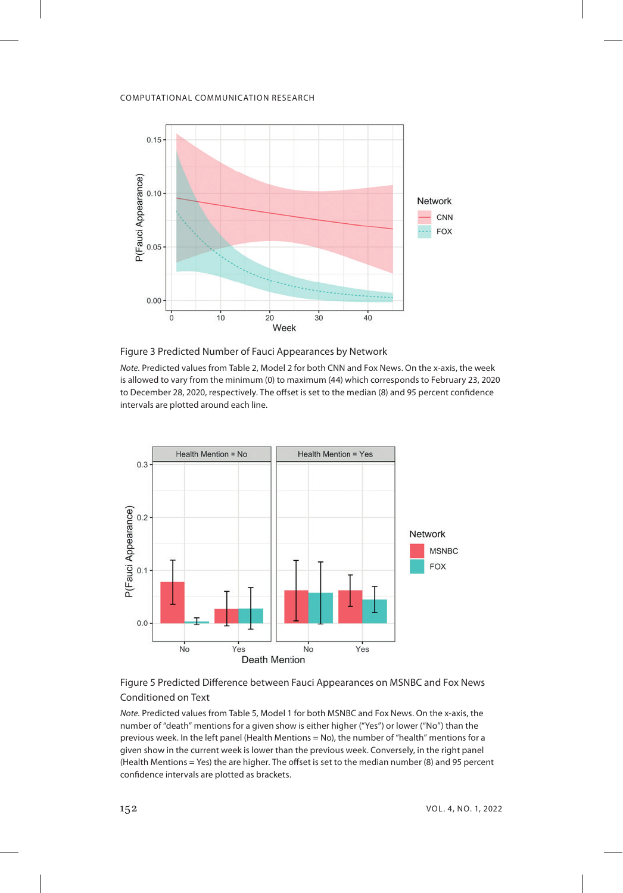Figure 3 Predicted Number of Fauci Appearances by Network

*Note.* Predicted values from Table 2, Model 2 for both CNN and Fox News. On the x-axis, the week is allowed to vary from the minimum (0) to maximum (44) which corresponds to February 23, 2020 to December 28, 2020, respectively. The offset is set to the median (8) and 95 percent confidence intervals are plotted around each line.

Figure 5 Predicted Difference between Fauci Appearances on MSNBC and Fox News Conditioned on Text

*Note.* Predicted values from Table 5, Model 1 for both MSNBC and Fox News. On the x-axis, the number of "death" mentions for a given show is either higher ("Yes") or lower ("No") than the previous week. In the left panel (Health Mentions = No), the number of "health" mentions for a given show in the current week is lower than the previous week. Conversely, in the right panel (Health Mentions = Yes) the are higher. The offset is set to the median number (8) and 95 percent confidence intervals are plotted as brackets.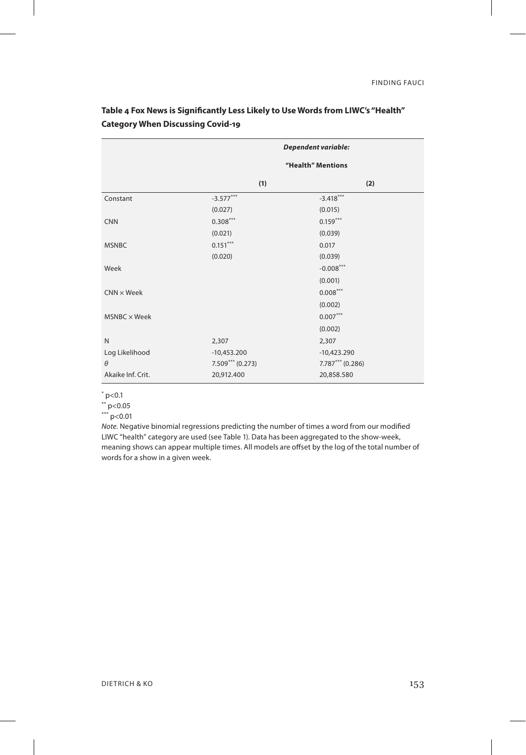**Table 4 Fox News is Significantly Less Likely to Use Words from LIWC's "Health" Category When Discussing Covid-19**

| | *Dependent variable:* | |
|---|---|---|
| | "Health" Mentions | |
| | (1) | (2) |
| Constant | $-3.577^{***}$ | $-3.418^{***}$ |
| | (0.027) | (0.015) |
| CNN | $0.308^{***}$ | $0.159^{***}$ |
| | (0.021) | (0.039) |
| MSNBC | $0.151^{***}$ | 0.017 |
| | (0.020) | (0.039) |
| Week | | $-0.008^{***}$ |
| | | (0.001) |
| CNN × Week | | $0.008^{***}$ |
| | | (0.002) |
| MSNBC × Week | | $0.007^{***}$ |
| | | (0.002) |
| N | 2,307 | 2,307 |
| Log Likelihood | -10,453.200 | -10,423.290 |
| $\theta$ | $7.509^{***}$ (0.273) | $7.787^{***}$ (0.286) |
| Akaike Inf. Crit. | 20,912.400 | 20,858.580 |

$^{*}$ p<0.1
$^{**}$ p<0.05
$^{***}$ p<0.01

*Note.* Negative binomial regressions predicting the number of times a word from our modified LIWC "health" category are used (see Table 1). Data has been aggregated to the show-week, meaning shows can appear multiple times. All models are offset by the log of the total number of words for a show in a given week.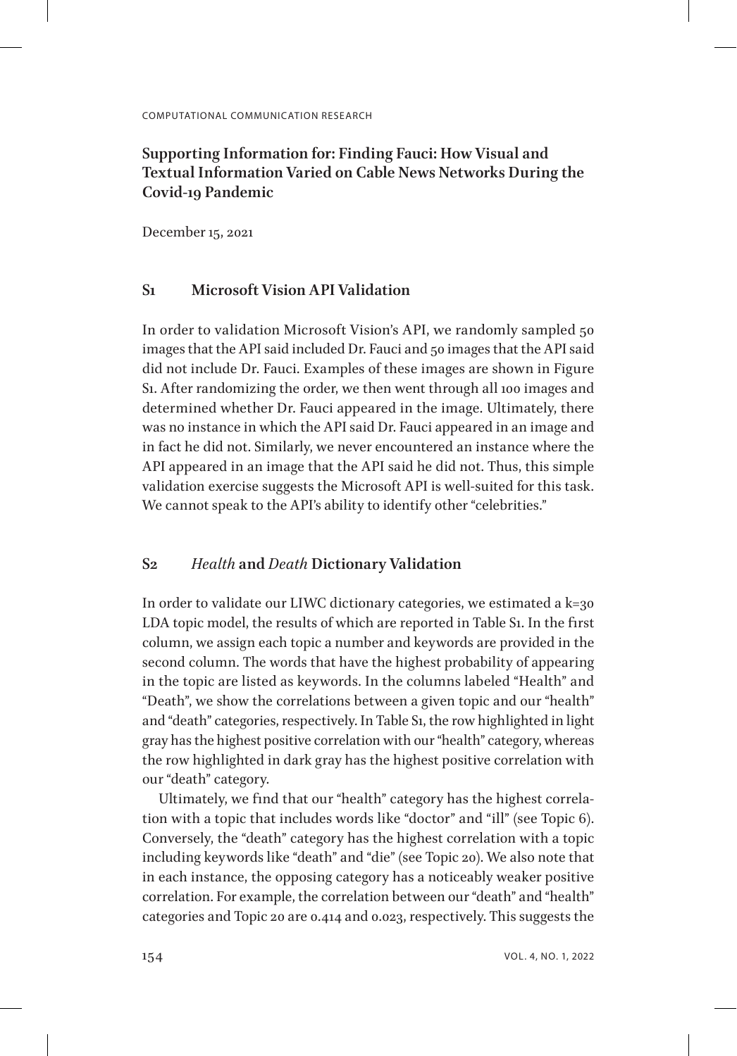# Supporting Information for: Finding Fauci: How Visual and Textual Information Varied on Cable News Networks During the Covid-19 Pandemic

December 15, 2021

## S1 Microsoft Vision API Validation

In order to validation Microsoft Vision's API, we randomly sampled 50 images that the API said included Dr. Fauci and 50 images that the API said did not include Dr. Fauci. Examples of these images are shown in Figure S1. After randomizing the order, we then went through all 100 images and determined whether Dr. Fauci appeared in the image. Ultimately, there was no instance in which the API said Dr. Fauci appeared in an image and in fact he did not. Similarly, we never encountered an instance where the API appeared in an image that the API said he did not. Thus, this simple validation exercise suggests the Microsoft API is well-suited for this task. We cannot speak to the API's ability to identify other "celebrities."

## S2 *Health* and *Death* Dictionary Validation

In order to validate our LIWC dictionary categories, we estimated a k=30 LDA topic model, the results of which are reported in Table S1. In the first column, we assign each topic a number and keywords are provided in the second column. The words that have the highest probability of appearing in the topic are listed as keywords. In the columns labeled "Health" and "Death", we show the correlations between a given topic and our "health" and "death" categories, respectively. In Table S1, the row highlighted in light gray has the highest positive correlation with our "health" category, whereas the row highlighted in dark gray has the highest positive correlation with our "death" category.

Ultimately, we find that our "health" category has the highest correlation with a topic that includes words like "doctor" and "ill" (see Topic 6). Conversely, the "death" category has the highest correlation with a topic including keywords like "death" and "die" (see Topic 20). We also note that in each instance, the opposing category has a noticeably weaker positive correlation. For example, the correlation between our "death" and "health" categories and Topic 20 are 0.414 and 0.023, respectively. This suggests the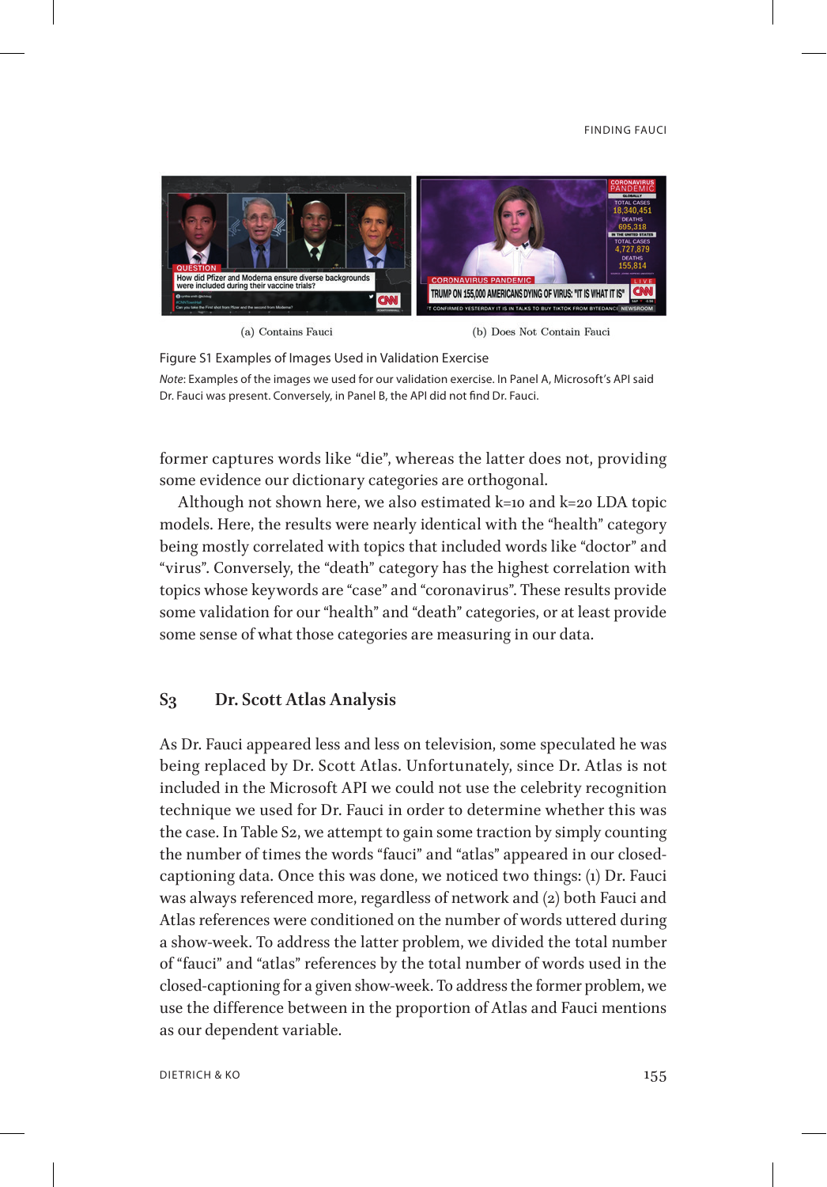(a) Contains Fauci

(b) Does Not Contain Fauci

Figure S1 Examples of Images Used in Validation Exercise

*Note*: Examples of the images we used for our validation exercise. In Panel A, Microsoft's API said Dr. Fauci was present. Conversely, in Panel B, the API did not find Dr. Fauci.

former captures words like "die", whereas the latter does not, providing some evidence our dictionary categories are orthogonal.

Although not shown here, we also estimated k=10 and k=20 LDA topic models. Here, the results were nearly identical with the "health" category being mostly correlated with topics that included words like "doctor" and "virus". Conversely, the "death" category has the highest correlation with topics whose keywords are "case" and "coronavirus". These results provide some validation for our "health" and "death" categories, or at least provide some sense of what those categories are measuring in our data.

## S3 Dr. Scott Atlas Analysis

As Dr. Fauci appeared less and less on television, some speculated he was being replaced by Dr. Scott Atlas. Unfortunately, since Dr. Atlas is not included in the Microsoft API we could not use the celebrity recognition technique we used for Dr. Fauci in order to determine whether this was the case. In Table S2, we attempt to gain some traction by simply counting the number of times the words "fauci" and "atlas" appeared in our closed-captioning data. Once this was done, we noticed two things: (1) Dr. Fauci was always referenced more, regardless of network and (2) both Fauci and Atlas references were conditioned on the number of words uttered during a show-week. To address the latter problem, we divided the total number of "fauci" and "atlas" references by the total number of words used in the closed-captioning for a given show-week. To address the former problem, we use the difference between in the proportion of Atlas and Fauci mentions as our dependent variable.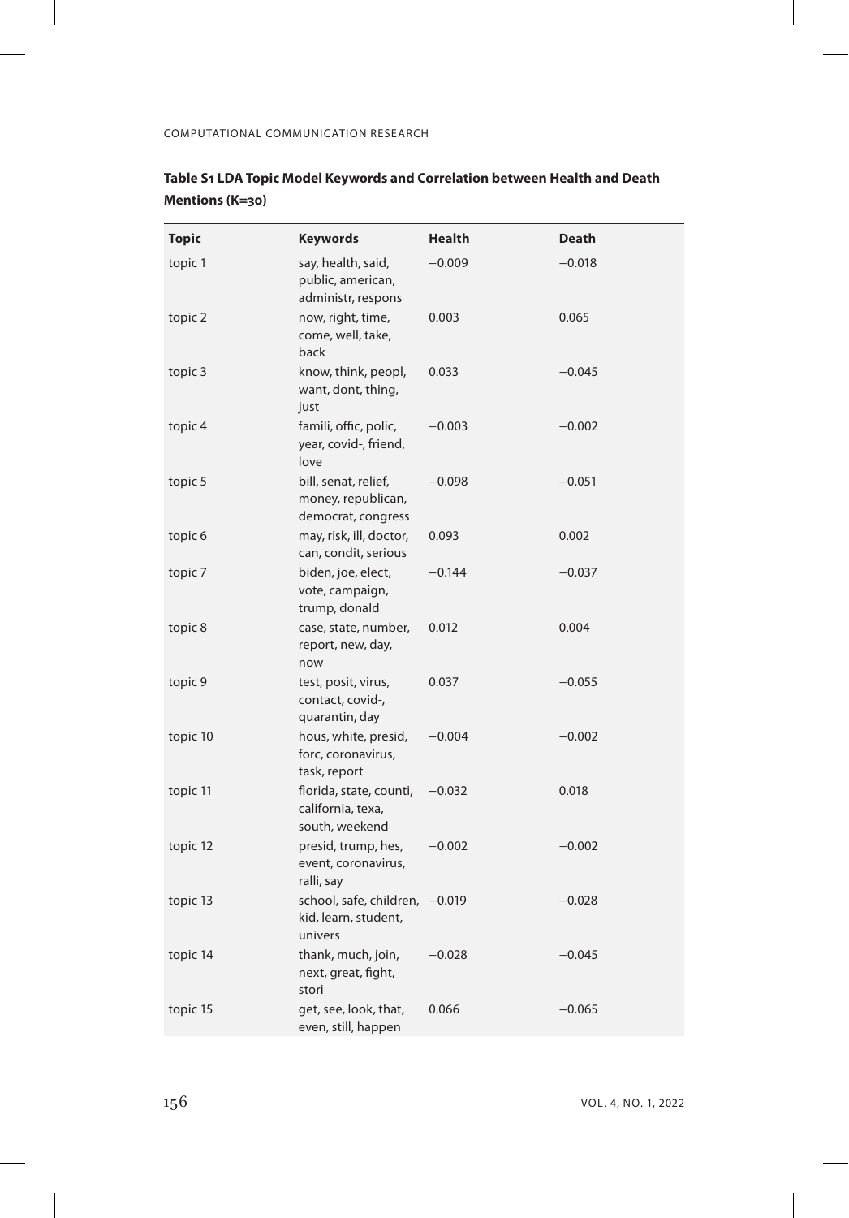**Table S1 LDA Topic Model Keywords and Correlation between Health and Death Mentions (K=30)**

| Topic | Keywords | Health | Death |
|---|---|---|---|
| topic 1 | say, health, said, public, american, administr, respons | −0.009 | −0.018 |
| topic 2 | now, right, time, come, well, take, back | 0.003 | 0.065 |
| topic 3 | know, think, peopl, want, dont, thing, just | 0.033 | −0.045 |
| topic 4 | famili, offic, polic, year, covid-, friend, love | −0.003 | −0.002 |
| topic 5 | bill, senat, relief, money, republican, democrat, congress | −0.098 | −0.051 |
| topic 6 | may, risk, ill, doctor, can, condit, serious | 0.093 | 0.002 |
| topic 7 | biden, joe, elect, vote, campaign, trump, donald | −0.144 | −0.037 |
| topic 8 | case, state, number, report, new, day, now | 0.012 | 0.004 |
| topic 9 | test, posit, virus, contact, covid-, quarantin, day | 0.037 | −0.055 |
| topic 10 | hous, white, presid, forc, coronavirus, task, report | −0.004 | −0.002 |
| topic 11 | florida, state, counti, california, texa, south, weekend | −0.032 | 0.018 |
| topic 12 | presid, trump, hes, event, coronavirus, ralli, say | −0.002 | −0.002 |
| topic 13 | school, safe, children, kid, learn, student, univers | −0.019 | −0.028 |
| topic 14 | thank, much, join, next, great, fight, stori | −0.028 | −0.045 |
| topic 15 | get, see, look, that, even, still, happen | 0.066 | −0.065 |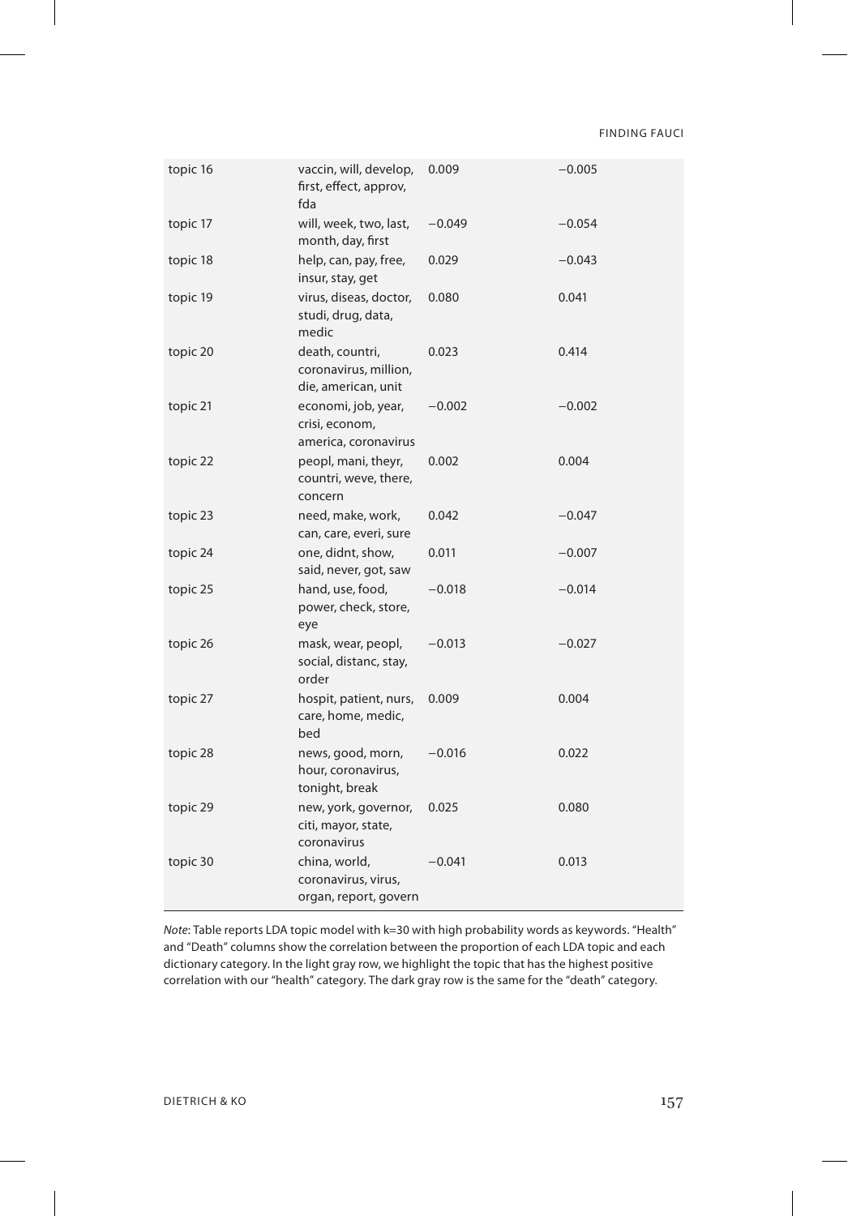| | | | |
|---|---|---|---|
| topic 16 | vaccin, will, develop, first, effect, approv, fda | 0.009 | −0.005 |
| topic 17 | will, week, two, last, month, day, first | −0.049 | −0.054 |
| topic 18 | help, can, pay, free, insur, stay, get | 0.029 | −0.043 |
| topic 19 | virus, diseas, doctor, studi, drug, data, medic | 0.080 | 0.041 |
| topic 20 | death, countri, coronavirus, million, die, american, unit | 0.023 | 0.414 |
| topic 21 | economi, job, year, crisi, econom, america, coronavirus | −0.002 | −0.002 |
| topic 22 | peopl, mani, theyr, countri, weve, there, concern | 0.002 | 0.004 |
| topic 23 | need, make, work, can, care, everi, sure | 0.042 | −0.047 |
| topic 24 | one, didnt, show, said, never, got, saw | 0.011 | −0.007 |
| topic 25 | hand, use, food, power, check, store, eye | −0.018 | −0.014 |
| topic 26 | mask, wear, peopl, social, distanc, stay, order | −0.013 | −0.027 |
| topic 27 | hospit, patient, nurs, care, home, medic, bed | 0.009 | 0.004 |
| topic 28 | news, good, morn, hour, coronavirus, tonight, break | −0.016 | 0.022 |
| topic 29 | new, york, governor, citi, mayor, state, coronavirus | 0.025 | 0.080 |
| topic 30 | china, world, coronavirus, virus, organ, report, govern | −0.041 | 0.013 |

*Note*: Table reports LDA topic model with k=30 with high probability words as keywords. "Health" and "Death" columns show the correlation between the proportion of each LDA topic and each dictionary category. In the light gray row, we highlight the topic that has the highest positive correlation with our "health" category. The dark gray row is the same for the "death" category.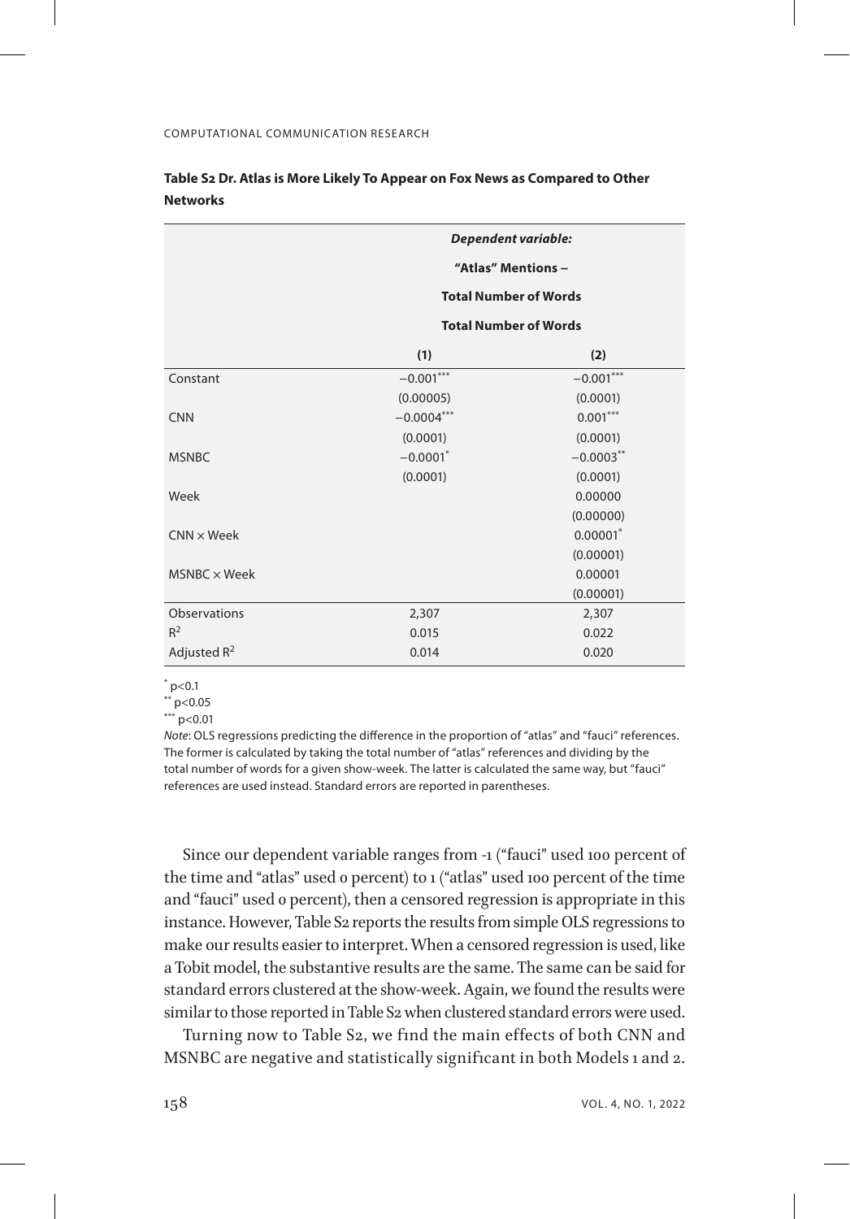**Table S2 Dr. Atlas is More Likely To Appear on Fox News as Compared to Other Networks**

| | *Dependent variable:* | |
|---|---|---|
| | "Atlas" Mentions – Total Number of Words | |
| | Total Number of Words | |
| | (1) | (2) |
| Constant | $-0.001^{***}$ | $-0.001^{***}$ |
| | (0.00005) | (0.0001) |
| CNN | $-0.0004^{***}$ | $0.001^{***}$ |
| | (0.0001) | (0.0001) |
| MSNBC | $-0.0001^{*}$ | $-0.0003^{**}$ |
| | (0.0001) | (0.0001) |
| Week | | 0.00000 |
| | | (0.00000) |
| CNN × Week | | $0.00001^{*}$ |
| | | (0.00001) |
| MSNBC × Week | | 0.00001 |
| | | (0.00001) |
| Observations | 2,307 | 2,307 |
| $R^2$ | 0.015 | 0.022 |
| Adjusted $R^2$ | 0.014 | 0.020 |

\* p<0.1
\*\* p<0.05
\*\*\* p<0.01

*Note*: OLS regressions predicting the difference in the proportion of "atlas" and "fauci" references. The former is calculated by taking the total number of "atlas" references and dividing by the total number of words for a given show-week. The latter is calculated the same way, but "fauci" references are used instead. Standard errors are reported in parentheses.

Since our dependent variable ranges from -1 ("fauci" used 100 percent of the time and "atlas" used 0 percent) to 1 ("atlas" used 100 percent of the time and "fauci" used 0 percent), then a censored regression is appropriate in this instance. However, Table S2 reports the results from simple OLS regressions to make our results easier to interpret. When a censored regression is used, like a Tobit model, the substantive results are the same. The same can be said for standard errors clustered at the show-week. Again, we found the results were similar to those reported in Table S2 when clustered standard errors were used.

Turning now to Table S2, we find the main effects of both CNN and MSNBC are negative and statistically significant in both Models 1 and 2.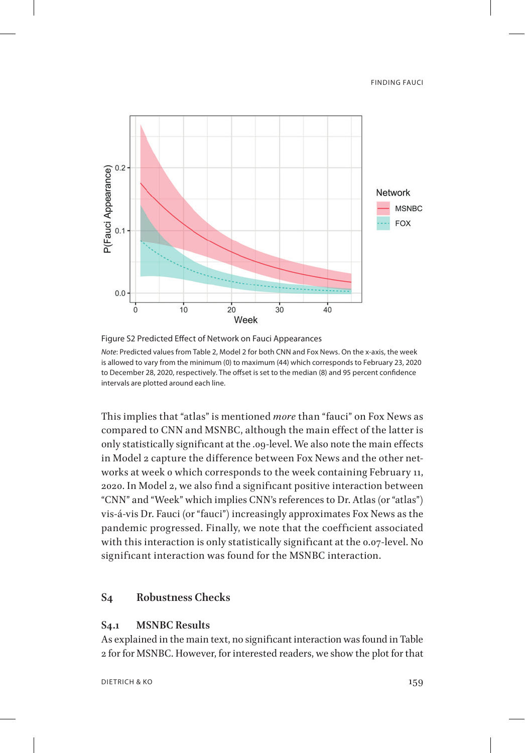Figure S2 Predicted Effect of Network on Fauci Appearances

*Note*: Predicted values from Table 2, Model 2 for both CNN and Fox News. On the x-axis, the week is allowed to vary from the minimum (0) to maximum (44) which corresponds to February 23, 2020 to December 28, 2020, respectively. The offset is set to the median (8) and 95 percent confidence intervals are plotted around each line.

This implies that "atlas" is mentioned *more* than "fauci" on Fox News as compared to CNN and MSNBC, although the main effect of the latter is only statistically significant at the .09-level. We also note the main effects in Model 2 capture the difference between Fox News and the other networks at week 0 which corresponds to the week containing February 11, 2020. In Model 2, we also find a significant positive interaction between "CNN" and "Week" which implies CNN's references to Dr. Atlas (or "atlas") vis-á-vis Dr. Fauci (or "fauci") increasingly approximates Fox News as the pandemic progressed. Finally, we note that the coefficient associated with this interaction is only statistically significant at the 0.07-level. No significant interaction was found for the MSNBC interaction.

## S4 Robustness Checks

### S4.1 MSNBC Results

As explained in the main text, no significant interaction was found in Table 2 for for MSNBC. However, for interested readers, we show the plot for that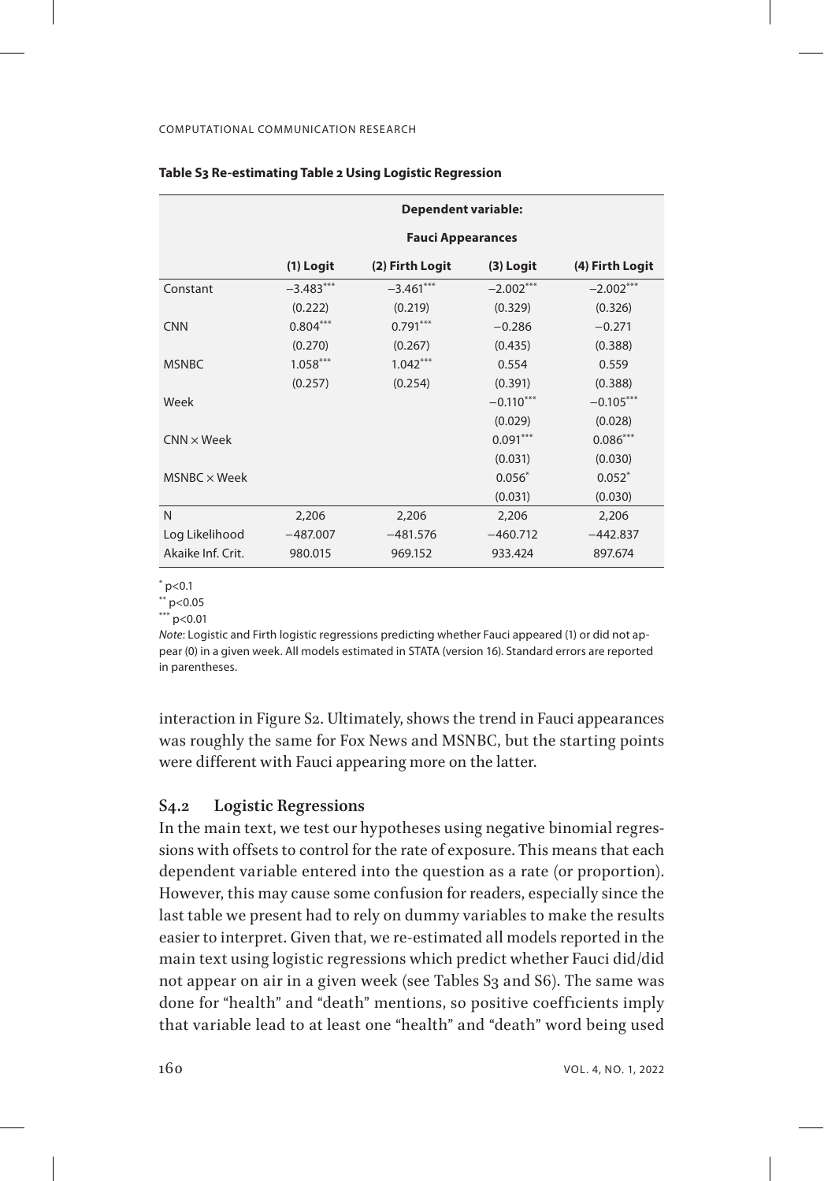**Table S3 Re-estimating Table 2 Using Logistic Regression**

| | Dependent variable: | | | |
|---|---|---|---|---|
| | Fauci Appearances | | | |
| | (1) Logit | (2) Firth Logit | (3) Logit | (4) Firth Logit |
| Constant | −3.483*** | −3.461*** | −2.002*** | −2.002*** |
| | (0.222) | (0.219) | (0.329) | (0.326) |
| CNN | 0.804*** | 0.791*** | −0.286 | −0.271 |
| | (0.270) | (0.267) | (0.435) | (0.388) |
| MSNBC | 1.058*** | 1.042*** | 0.554 | 0.559 |
| | (0.257) | (0.254) | (0.391) | (0.388) |
| Week | | | −0.110*** | −0.105*** |
| | | | (0.029) | (0.028) |
| CNN × Week | | | 0.091*** | 0.086*** |
| | | | (0.031) | (0.030) |
| MSNBC × Week | | | 0.056* | 0.052* |
| | | | (0.031) | (0.030) |
| N | 2,206 | 2,206 | 2,206 | 2,206 |
| Log Likelihood | −487.007 | −481.576 | −460.712 | −442.837 |
| Akaike Inf. Crit. | 980.015 | 969.152 | 933.424 | 897.674 |

* $p<0.1$
** $p<0.05$
*** $p<0.01$

*Note*: Logistic and Firth logistic regressions predicting whether Fauci appeared (1) or did not appear (0) in a given week. All models estimated in STATA (version 16). Standard errors are reported in parentheses.

interaction in Figure S2. Ultimately, shows the trend in Fauci appearances was roughly the same for Fox News and MSNBC, but the starting points were different with Fauci appearing more on the latter.

### S4.2 Logistic Regressions

In the main text, we test our hypotheses using negative binomial regressions with offsets to control for the rate of exposure. This means that each dependent variable entered into the question as a rate (or proportion). However, this may cause some confusion for readers, especially since the last table we present had to rely on dummy variables to make the results easier to interpret. Given that, we re-estimated all models reported in the main text using logistic regressions which predict whether Fauci did/did not appear on air in a given week (see Tables S3 and S6). The same was done for "health" and "death" mentions, so positive coefficients imply that variable lead to at least one "health" and "death" word being used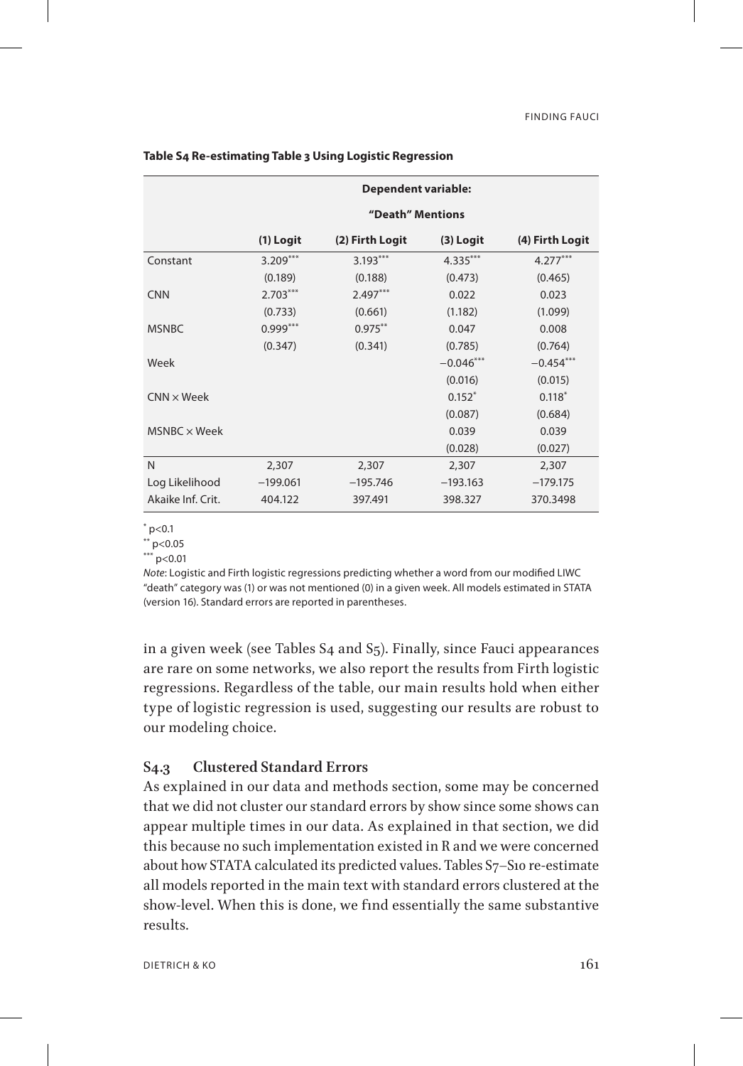**Table S4 Re-estimating Table 3 Using Logistic Regression**

| | Dependent variable: | | | |
|---|---|---|---|---|
| | "Death" Mentions | | | |
| | (1) Logit | (2) Firth Logit | (3) Logit | (4) Firth Logit |
| Constant | 3.209*** | 3.193*** | 4.335*** | 4.277*** |
| | (0.189) | (0.188) | (0.473) | (0.465) |
| CNN | 2.703*** | 2.497*** | 0.022 | 0.023 |
| | (0.733) | (0.661) | (1.182) | (1.099) |
| MSNBC | 0.999*** | 0.975** | 0.047 | 0.008 |
| | (0.347) | (0.341) | (0.785) | (0.764) |
| Week | | | −0.046*** | −0.454*** |
| | | | (0.016) | (0.015) |
| CNN × Week | | | 0.152* | 0.118* |
| | | | (0.087) | (0.684) |
| MSNBC × Week | | | 0.039 | 0.039 |
| | | | (0.028) | (0.027) |
| N | 2,307 | 2,307 | 2,307 | 2,307 |
| Log Likelihood | −199.061 | −195.746 | −193.163 | −179.175 |
| Akaike Inf. Crit. | 404.122 | 397.491 | 398.327 | 370.3498 |

* p<0.1
** p<0.05
*** p<0.01

*Note*: Logistic and Firth logistic regressions predicting whether a word from our modified LIWC "death" category was (1) or was not mentioned (0) in a given week. All models estimated in STATA (version 16). Standard errors are reported in parentheses.

in a given week (see Tables S4 and S5). Finally, since Fauci appearances are rare on some networks, we also report the results from Firth logistic regressions. Regardless of the table, our main results hold when either type of logistic regression is used, suggesting our results are robust to our modeling choice.

### S4.3 Clustered Standard Errors

As explained in our data and methods section, some may be concerned that we did not cluster our standard errors by show since some shows can appear multiple times in our data. As explained in that section, we did this because no such implementation existed in R and we were concerned about how STATA calculated its predicted values. Tables S7–S10 re-estimate all models reported in the main text with standard errors clustered at the show-level. When this is done, we find essentially the same substantive results.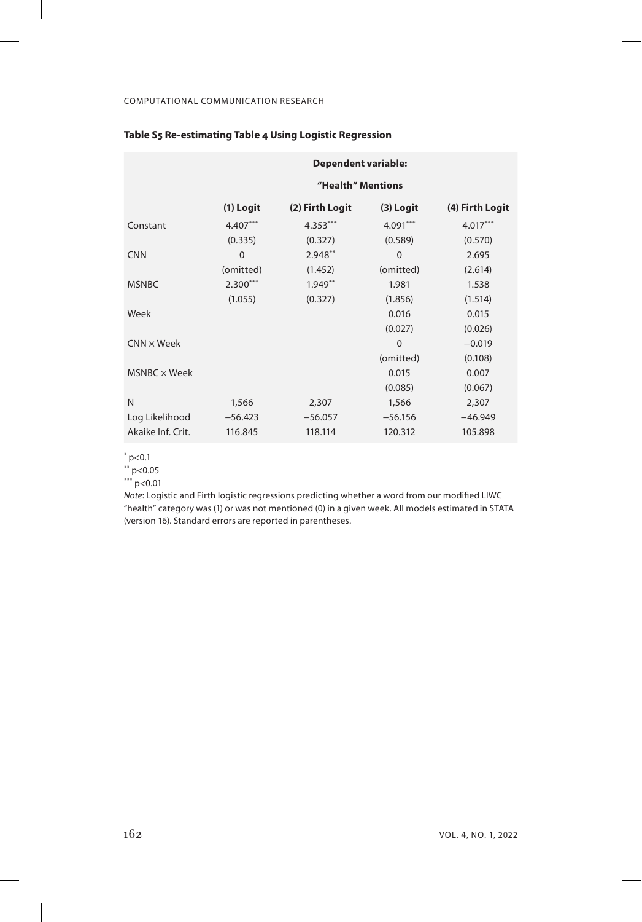**Table S5 Re-estimating Table 4 Using Logistic Regression**

| | Dependent variable: | | | |
|---|---|---|---|---|
| | "Health" Mentions | | | |
| | (1) Logit | (2) Firth Logit | (3) Logit | (4) Firth Logit |
| Constant | 4.407*** | 4.353*** | 4.091*** | 4.017*** |
| | (0.335) | (0.327) | (0.589) | (0.570) |
| CNN | 0 | 2.948** | 0 | 2.695 |
| | (omitted) | (1.452) | (omitted) | (2.614) |
| MSNBC | 2.300*** | 1.949** | 1.981 | 1.538 |
| | (1.055) | (0.327) | (1.856) | (1.514) |
| Week | | | 0.016 | 0.015 |
| | | | (0.027) | (0.026) |
| CNN × Week | | | 0 | −0.019 |
| | | | (omitted) | (0.108) |
| MSNBC × Week | | | 0.015 | 0.007 |
| | | | (0.085) | (0.067) |
| N | 1,566 | 2,307 | 1,566 | 2,307 |
| Log Likelihood | −56.423 | −56.057 | −56.156 | −46.949 |
| Akaike Inf. Crit. | 116.845 | 118.114 | 120.312 | 105.898 |

* p<0.1
** p<0.05
*** p<0.01

*Note*: Logistic and Firth logistic regressions predicting whether a word from our modified LIWC "health" category was (1) or was not mentioned (0) in a given week. All models estimated in STATA (version 16). Standard errors are reported in parentheses.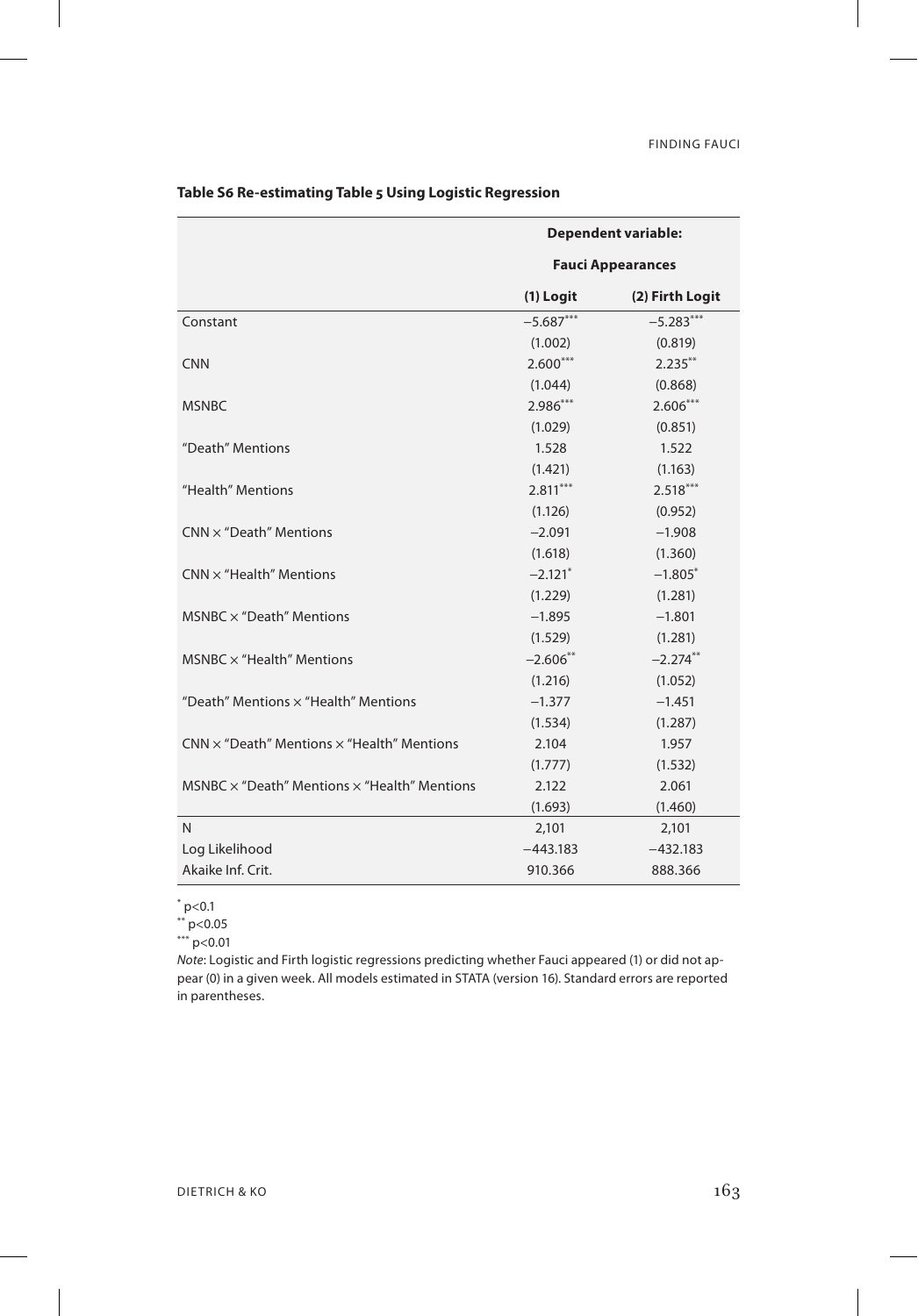**Table S6 Re-estimating Table 5 Using Logistic Regression**

| | Dependent variable: | |
|---|---|---|
| | Fauci Appearances | |
| | (1) Logit | (2) Firth Logit |
| Constant | −5.687*** | −5.283*** |
| | (1.002) | (0.819) |
| CNN | 2.600*** | 2.235** |
| | (1.044) | (0.868) |
| MSNBC | 2.986*** | 2.606*** |
| | (1.029) | (0.851) |
| "Death" Mentions | 1.528 | 1.522 |
| | (1.421) | (1.163) |
| "Health" Mentions | 2.811*** | 2.518*** |
| | (1.126) | (0.952) |
| CNN × "Death" Mentions | −2.091 | −1.908 |
| | (1.618) | (1.360) |
| CNN × "Health" Mentions | −2.121* | −1.805* |
| | (1.229) | (1.281) |
| MSNBC × "Death" Mentions | −1.895 | −1.801 |
| | (1.529) | (1.281) |
| MSNBC × "Health" Mentions | −2.606** | −2.274** |
| | (1.216) | (1.052) |
| "Death" Mentions × "Health" Mentions | −1.377 | −1.451 |
| | (1.534) | (1.287) |
| CNN × "Death" Mentions × "Health" Mentions | 2.104 | 1.957 |
| | (1.777) | (1.532) |
| MSNBC × "Death" Mentions × "Health" Mentions | 2.122 | 2.061 |
| | (1.693) | (1.460) |
| N | 2,101 | 2,101 |
| Log Likelihood | −443.183 | −432.183 |
| Akaike Inf. Crit. | 910.366 | 888.366 |

\* p<0.1
\*\* p<0.05
\*\*\* p<0.01

*Note*: Logistic and Firth logistic regressions predicting whether Fauci appeared (1) or did not appear (0) in a given week. All models estimated in STATA (version 16). Standard errors are reported in parentheses.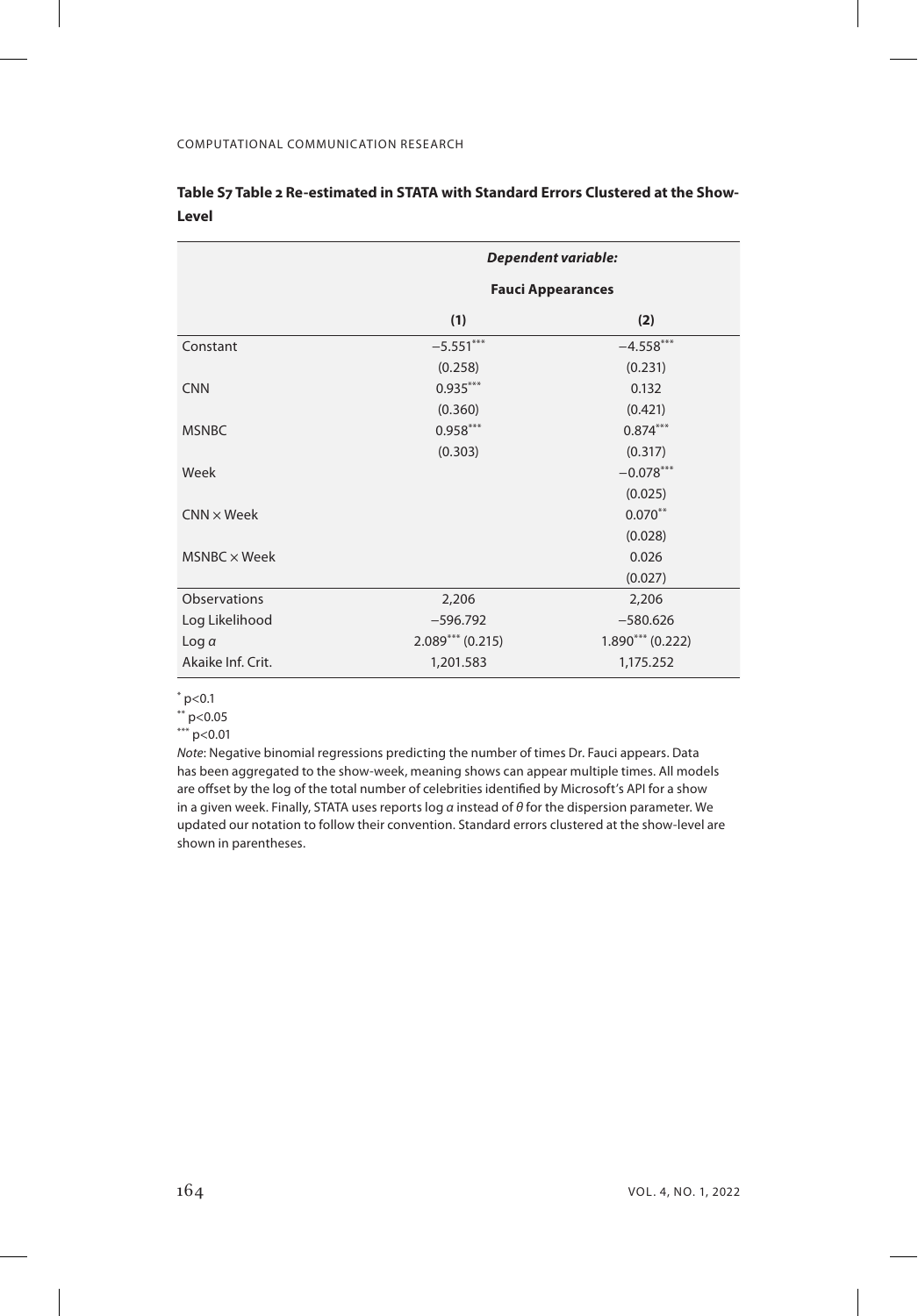**Table S7 Table 2 Re-estimated in STATA with Standard Errors Clustered at the Show-Level**

| | *Dependent variable:* | |
|---|---|---|
| | **Fauci Appearances** | |
| | **(1)** | **(2)** |
| Constant | $-5.551^{***}$ | $-4.558^{***}$ |
| | (0.258) | (0.231) |
| CNN | $0.935^{***}$ | 0.132 |
| | (0.360) | (0.421) |
| MSNBC | $0.958^{***}$ | $0.874^{***}$ |
| | (0.303) | (0.317) |
| Week | | $-0.078^{***}$ |
| | | (0.025) |
| CNN × Week | | $0.070^{**}$ |
| | | (0.028) |
| MSNBC × Week | | 0.026 |
| | | (0.027) |
| Observations | 2,206 | 2,206 |
| Log Likelihood | −596.792 | −580.626 |
| Log $\alpha$ | $2.089^{***}$ (0.215) | $1.890^{***}$ (0.222) |
| Akaike Inf. Crit. | 1,201.583 | 1,175.252 |

$^{*}$ $p<0.1$

$^{**}$ $p<0.05$

$^{***}$ $p<0.01$

*Note*: Negative binomial regressions predicting the number of times Dr. Fauci appears. Data has been aggregated to the show-week, meaning shows can appear multiple times. All models are offset by the log of the total number of celebrities identified by Microsoft's API for a show in a given week. Finally, STATA uses reports log $\alpha$ instead of $\theta$ for the dispersion parameter. We updated our notation to follow their convention. Standard errors clustered at the show-level are shown in parentheses.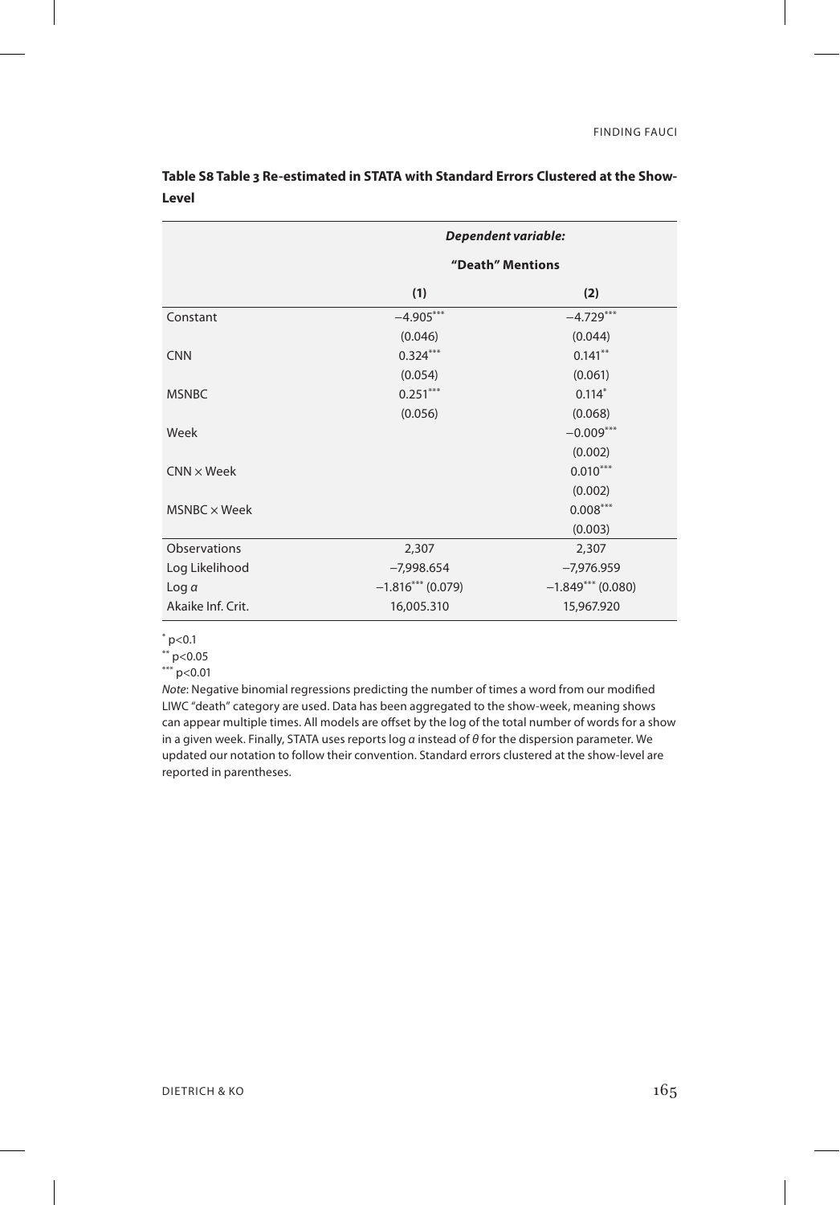**Table S8 Table 3 Re-estimated in STATA with Standard Errors Clustered at the Show-Level**

| | ***Dependent variable:*** | |
|---|---|---|
| | **"Death" Mentions** | |
| | **(1)** | **(2)** |
| Constant | $-4.905^{***}$ | $-4.729^{***}$ |
| | (0.046) | (0.044) |
| CNN | $0.324^{***}$ | $0.141^{**}$ |
| | (0.054) | (0.061) |
| MSNBC | $0.251^{***}$ | $0.114^{*}$ |
| | (0.056) | (0.068) |
| Week | | $-0.009^{***}$ |
| | | (0.002) |
| CNN $\times$ Week | | $0.010^{***}$ |
| | | (0.002) |
| MSNBC $\times$ Week | | $0.008^{***}$ |
| | | (0.003) |
| Observations | 2,307 | 2,307 |
| Log Likelihood | −7,998.654 | −7,976.959 |
| Log $\alpha$ | $-1.816^{***}$ (0.079) | $-1.849^{***}$ (0.080) |
| Akaike Inf. Crit. | 16,005.310 | 15,967.920 |

$^{*}$ $p<0.1$
$^{**}$ $p<0.05$
$^{***}$ $p<0.01$

*Note*: Negative binomial regressions predicting the number of times a word from our modified LIWC "death" category are used. Data has been aggregated to the show-week, meaning shows can appear multiple times. All models are offset by the log of the total number of words for a show in a given week. Finally, STATA uses reports log $\alpha$ instead of $\theta$ for the dispersion parameter. We updated our notation to follow their convention. Standard errors clustered at the show-level are reported in parentheses.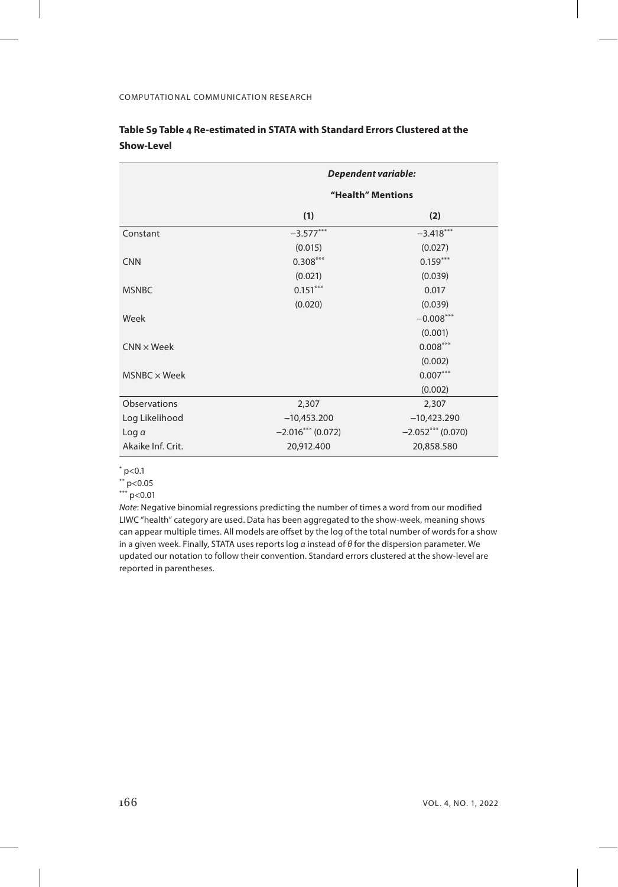**Table S9 Table 4 Re-estimated in STATA with Standard Errors Clustered at the Show-Level**

| | *Dependent variable:* | |
|---|---|---|
| | **"Health" Mentions** | |
| | **(1)** | **(2)** |
| Constant | $-3.577^{***}$ | $-3.418^{***}$ |
| | (0.015) | (0.027) |
| CNN | $0.308^{***}$ | $0.159^{***}$ |
| | (0.021) | (0.039) |
| MSNBC | $0.151^{***}$ | 0.017 |
| | (0.020) | (0.039) |
| Week | | $-0.008^{***}$ |
| | | (0.001) |
| CNN × Week | | $0.008^{***}$ |
| | | (0.002) |
| MSNBC × Week | | $0.007^{***}$ |
| | | (0.002) |
| Observations | 2,307 | 2,307 |
| Log Likelihood | −10,453.200 | −10,423.290 |
| Log $\alpha$ | $-2.016^{***}$ (0.072) | $-2.052^{***}$ (0.070) |
| Akaike Inf. Crit. | 20,912.400 | 20,858.580 |

$^{*}$ $p<0.1$
$^{**}$ $p<0.05$
$^{***}$ $p<0.01$

*Note*: Negative binomial regressions predicting the number of times a word from our modified LIWC "health" category are used. Data has been aggregated to the show-week, meaning shows can appear multiple times. All models are offset by the log of the total number of words for a show in a given week. Finally, STATA uses reports log $\alpha$ instead of $\theta$ for the dispersion parameter. We updated our notation to follow their convention. Standard errors clustered at the show-level are reported in parentheses.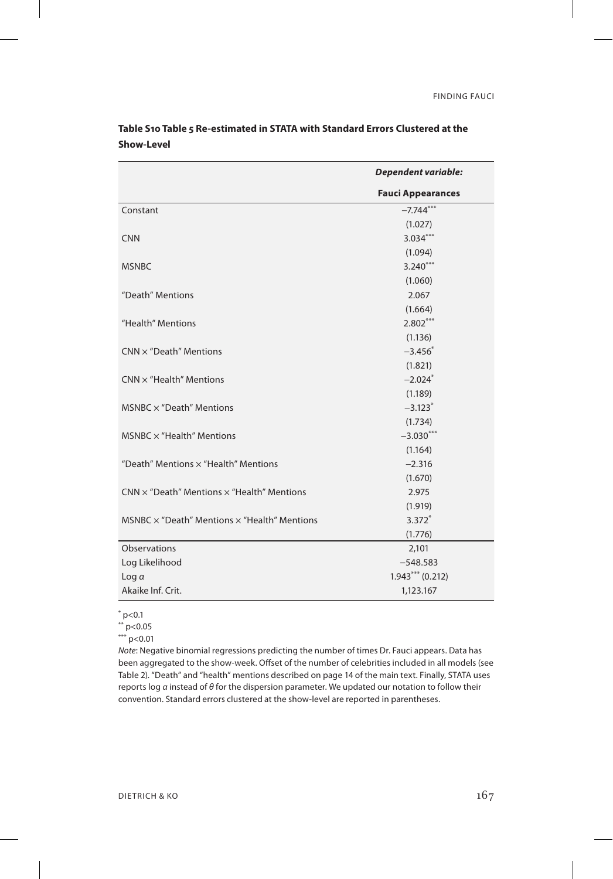**Table S10 Table 5 Re-estimated in STATA with Standard Errors Clustered at the Show-Level**

| | *Dependent variable:* |
|---|---|
| | **Fauci Appearances** |
| Constant | $-7.744^{***}$ |
| | (1.027) |
| CNN | $3.034^{***}$ |
| | (1.094) |
| MSNBC | $3.240^{***}$ |
| | (1.060) |
| "Death" Mentions | 2.067 |
| | (1.664) |
| "Health" Mentions | $2.802^{***}$ |
| | (1.136) |
| CNN × "Death" Mentions | $-3.456^{*}$ |
| | (1.821) |
| CNN × "Health" Mentions | $-2.024^{*}$ |
| | (1.189) |
| MSNBC × "Death" Mentions | $-3.123^{*}$ |
| | (1.734) |
| MSNBC × "Health" Mentions | $-3.030^{***}$ |
| | (1.164) |
| "Death" Mentions × "Health" Mentions | −2.316 |
| | (1.670) |
| CNN × "Death" Mentions × "Health" Mentions | 2.975 |
| | (1.919) |
| MSNBC × "Death" Mentions × "Health" Mentions | $3.372^{*}$ |
| | (1.776) |
| Observations | 2,101 |
| Log Likelihood | −548.583 |
| Log $\alpha$ | $1.943^{***}$ (0.212) |
| Akaike Inf. Crit. | 1,123.167 |

$^{*}$ p<0.1
$^{**}$ p<0.05
$^{***}$ p<0.01

*Note*: Negative binomial regressions predicting the number of times Dr. Fauci appears. Data has been aggregated to the show-week. Offset of the number of celebrities included in all models (see Table 2). "Death" and "health" mentions described on page 14 of the main text. Finally, STATA uses reports log $\alpha$ instead of $\theta$ for the dispersion parameter. We updated our notation to follow their convention. Standard errors clustered at the show-level are reported in parentheses.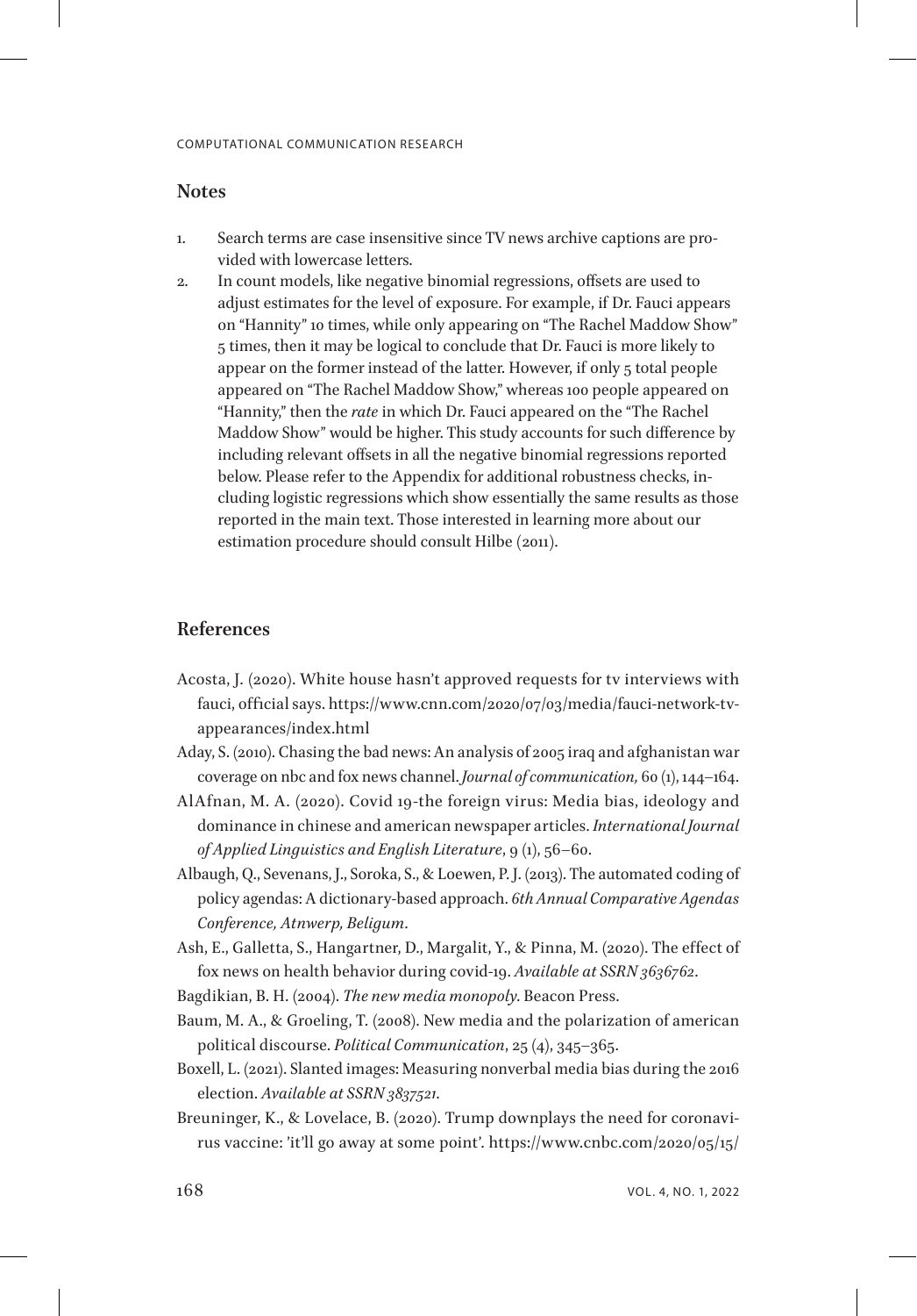## Notes

1. Search terms are case insensitive since TV news archive captions are provided with lowercase letters.
2. In count models, like negative binomial regressions, offsets are used to adjust estimates for the level of exposure. For example, if Dr. Fauci appears on "Hannity" 10 times, while only appearing on "The Rachel Maddow Show" 5 times, then it may be logical to conclude that Dr. Fauci is more likely to appear on the former instead of the latter. However, if only 5 total people appeared on "The Rachel Maddow Show," whereas 100 people appeared on "Hannity," then the *rate* in which Dr. Fauci appeared on the "The Rachel Maddow Show" would be higher. This study accounts for such difference by including relevant offsets in all the negative binomial regressions reported below. Please refer to the Appendix for additional robustness checks, including logistic regressions which show essentially the same results as those reported in the main text. Those interested in learning more about our estimation procedure should consult Hilbe (2011).

## References

Acosta, J. (2020). White house hasn't approved requests for tv interviews with fauci, official says. https://www.cnn.com/2020/07/03/media/fauci-network-tv-appearances/index.html

Aday, S. (2010). Chasing the bad news: An analysis of 2005 iraq and afghanistan war coverage on nbc and fox news channel. *Journal of communication,* 60 (1), 144–164.

AlAfnan, M. A. (2020). Covid 19-the foreign virus: Media bias, ideology and dominance in chinese and american newspaper articles. *International Journal of Applied Linguistics and English Literature*, 9 (1), 56–60.

Albaugh, Q., Sevenans, J., Soroka, S., & Loewen, P. J. (2013). The automated coding of policy agendas: A dictionary-based approach. *6th Annual Comparative Agendas Conference, Atnwerp, Beligum*.

Ash, E., Galletta, S., Hangartner, D., Margalit, Y., & Pinna, M. (2020). The effect of fox news on health behavior during covid-19. *Available at SSRN 3636762*.

Bagdikian, B. H. (2004). *The new media monopoly*. Beacon Press.

Baum, M. A., & Groeling, T. (2008). New media and the polarization of american political discourse. *Political Communication*, 25 (4), 345–365.

Boxell, L. (2021). Slanted images: Measuring nonverbal media bias during the 2016 election. *Available at SSRN 3837521*.

Breuninger, K., & Lovelace, B. (2020). Trump downplays the need for coronavirus vaccine: 'it'll go away at some point'. https://www.cnbc.com/2020/05/15/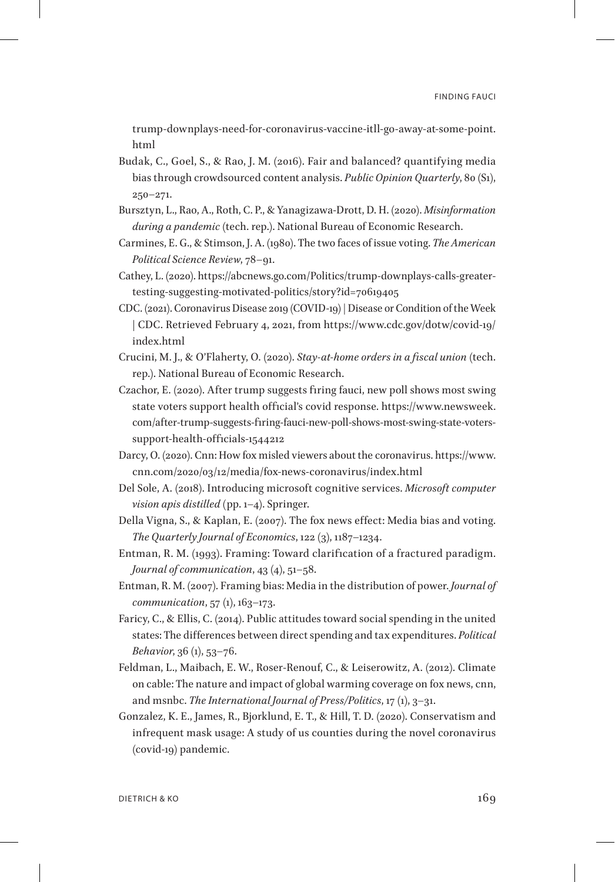trump-downplays-need-for-coronavirus-vaccine-itll-go-away-at-some-point.html

Budak, C., Goel, S., & Rao, J. M. (2016). Fair and balanced? quantifying media bias through crowdsourced content analysis. *Public Opinion Quarterly*, 80 (S1), 250–271.

Bursztyn, L., Rao, A., Roth, C. P., & Yanagizawa-Drott, D. H. (2020). *Misinformation during a pandemic* (tech. rep.). National Bureau of Economic Research.

Carmines, E. G., & Stimson, J. A. (1980). The two faces of issue voting. *The American Political Science Review*, 78–91.

Cathey, L. (2020). https://abcnews.go.com/Politics/trump-downplays-calls-greater-testing-suggesting-motivated-politics/story?id=70619405

CDC. (2021). Coronavirus Disease 2019 (COVID-19) | Disease or Condition of the Week | CDC. Retrieved February 4, 2021, from https://www.cdc.gov/dotw/covid-19/index.html

Crucini, M. J., & O'Flaherty, O. (2020). *Stay-at-home orders in a fiscal union* (tech. rep.). National Bureau of Economic Research.

Czachor, E. (2020). After trump suggests firing fauci, new poll shows most swing state voters support health official's covid response. https://www.newsweek.com/after-trump-suggests-firing-fauci-new-poll-shows-most-swing-state-voters-support-health-officials-1544212

Darcy, O. (2020). Cnn: How fox misled viewers about the coronavirus. https://www.cnn.com/2020/03/12/media/fox-news-coronavirus/index.html

Del Sole, A. (2018). Introducing microsoft cognitive services. *Microsoft computer vision apis distilled* (pp. 1–4). Springer.

Della Vigna, S., & Kaplan, E. (2007). The fox news effect: Media bias and voting. *The Quarterly Journal of Economics*, 122 (3), 1187–1234.

Entman, R. M. (1993). Framing: Toward clarification of a fractured paradigm. *Journal of communication*, 43 (4), 51–58.

Entman, R. M. (2007). Framing bias: Media in the distribution of power. *Journal of communication*, 57 (1), 163–173.

Faricy, C., & Ellis, C. (2014). Public attitudes toward social spending in the united states: The differences between direct spending and tax expenditures. *Political Behavior*, 36 (1), 53–76.

Feldman, L., Maibach, E. W., Roser-Renouf, C., & Leiserowitz, A. (2012). Climate on cable: The nature and impact of global warming coverage on fox news, cnn, and msnbc. *The International Journal of Press/Politics*, 17 (1), 3–31.

Gonzalez, K. E., James, R., Bjorklund, E. T., & Hill, T. D. (2020). Conservatism and infrequent mask usage: A study of us counties during the novel coronavirus (covid-19) pandemic.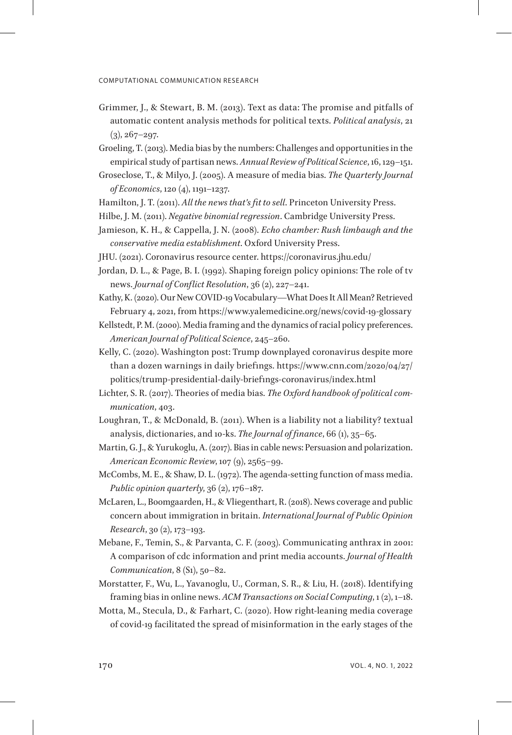Grimmer, J., & Stewart, B. M. (2013). Text as data: The promise and pitfalls of automatic content analysis methods for political texts. *Political analysis*, 21 (3), 267–297.

Groeling, T. (2013). Media bias by the numbers: Challenges and opportunities in the empirical study of partisan news. *Annual Review of Political Science*, 16, 129–151.

Groseclose, T., & Milyo, J. (2005). A measure of media bias. *The Quarterly Journal of Economics*, 120 (4), 1191–1237.

Hamilton, J. T. (2011). *All the news that's fit to sell*. Princeton University Press.

Hilbe, J. M. (2011). *Negative binomial regression*. Cambridge University Press.

Jamieson, K. H., & Cappella, J. N. (2008). *Echo chamber: Rush limbaugh and the conservative media establishment*. Oxford University Press.

JHU. (2021). Coronavirus resource center. https://coronavirus.jhu.edu/

Jordan, D. L., & Page, B. I. (1992). Shaping foreign policy opinions: The role of tv news. *Journal of Conflict Resolution*, 36 (2), 227–241.

Kathy, K. (2020). Our New COVID-19 Vocabulary—What Does It All Mean? Retrieved February 4, 2021, from https://www.yalemedicine.org/news/covid-19-glossary

Kellstedt, P. M. (2000). Media framing and the dynamics of racial policy preferences. *American Journal of Political Science*, 245–260.

Kelly, C. (2020). Washington post: Trump downplayed coronavirus despite more than a dozen warnings in daily briefings. https://www.cnn.com/2020/04/27/politics/trump-presidential-daily-briefings-coronavirus/index.html

Lichter, S. R. (2017). Theories of media bias. *The Oxford handbook of political communication*, 403.

Loughran, T., & McDonald, B. (2011). When is a liability not a liability? textual analysis, dictionaries, and 10-ks. *The Journal of finance*, 66 (1), 35–65.

Martin, G. J., & Yurukoglu, A. (2017). Bias in cable news: Persuasion and polarization. *American Economic Review*, 107 (9), 2565–99.

McCombs, M. E., & Shaw, D. L. (1972). The agenda-setting function of mass media. *Public opinion quarterly*, 36 (2), 176–187.

McLaren, L., Boomgaarden, H., & Vliegenthart, R. (2018). News coverage and public concern about immigration in britain. *International Journal of Public Opinion Research*, 30 (2), 173–193.

Mebane, F., Temin, S., & Parvanta, C. F. (2003). Communicating anthrax in 2001: A comparison of cdc information and print media accounts. *Journal of Health Communication*, 8 (S1), 50–82.

Morstatter, F., Wu, L., Yavanoglu, U., Corman, S. R., & Liu, H. (2018). Identifying framing bias in online news. *ACM Transactions on Social Computing*, 1 (2), 1–18.

Motta, M., Stecula, D., & Farhart, C. (2020). How right-leaning media coverage of covid-19 facilitated the spread of misinformation in the early stages of the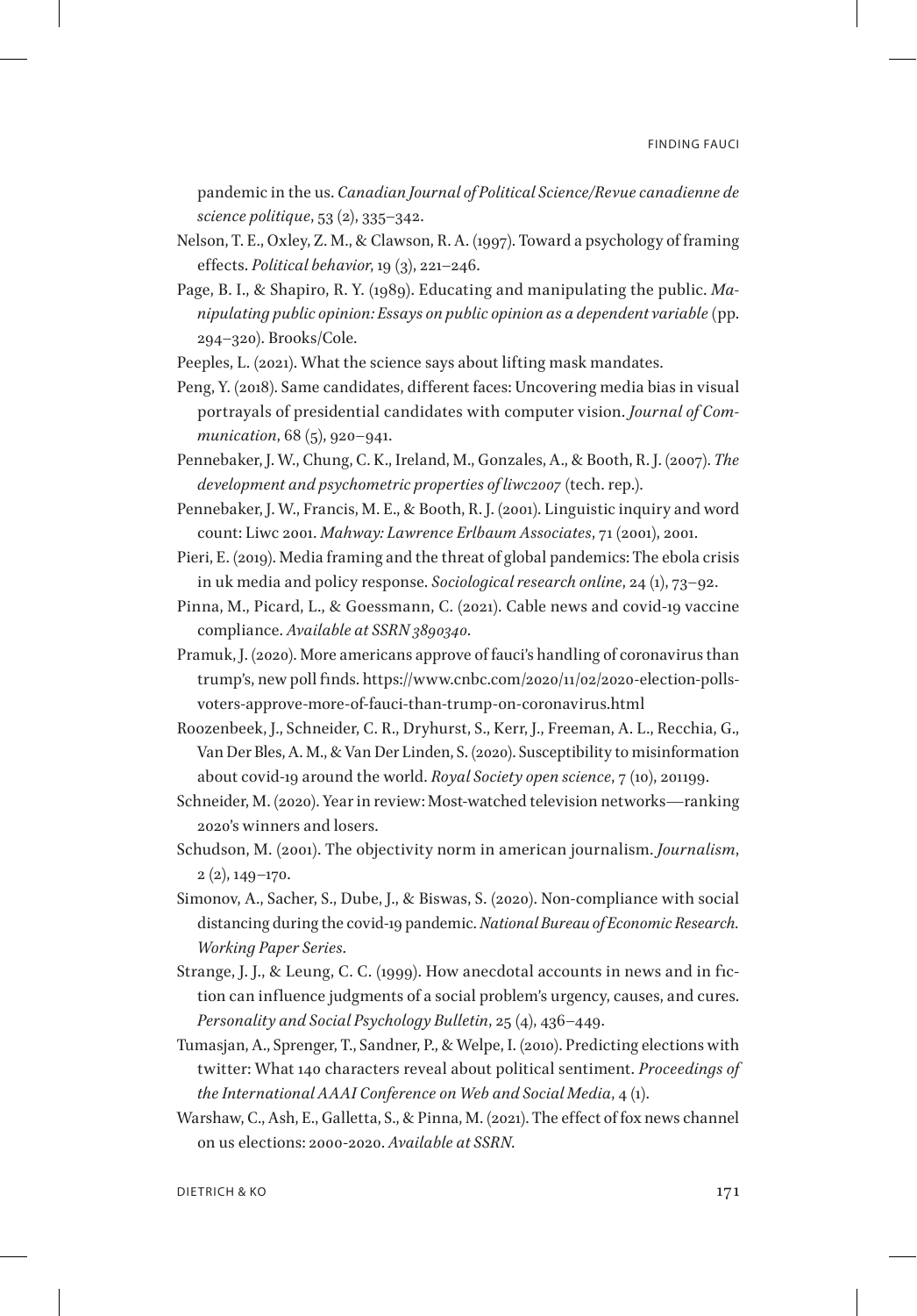pandemic in the us. *Canadian Journal of Political Science/Revue canadienne de science politique*, 53 (2), 335–342.

Nelson, T. E., Oxley, Z. M., & Clawson, R. A. (1997). Toward a psychology of framing effects. *Political behavior*, 19 (3), 221–246.

Page, B. I., & Shapiro, R. Y. (1989). Educating and manipulating the public. *Manipulating public opinion: Essays on public opinion as a dependent variable* (pp. 294–320). Brooks/Cole.

Peeples, L. (2021). What the science says about lifting mask mandates.

Peng, Y. (2018). Same candidates, different faces: Uncovering media bias in visual portrayals of presidential candidates with computer vision. *Journal of Communication*, 68 (5), 920–941.

Pennebaker, J. W., Chung, C. K., Ireland, M., Gonzales, A., & Booth, R. J. (2007). *The development and psychometric properties of liwc2007* (tech. rep.).

Pennebaker, J. W., Francis, M. E., & Booth, R. J. (2001). Linguistic inquiry and word count: Liwc 2001. *Mahway: Lawrence Erlbaum Associates*, 71 (2001), 2001.

Pieri, E. (2019). Media framing and the threat of global pandemics: The ebola crisis in uk media and policy response. *Sociological research online*, 24 (1), 73–92.

Pinna, M., Picard, L., & Goessmann, C. (2021). Cable news and covid-19 vaccine compliance. *Available at SSRN 3890340*.

Pramuk, J. (2020). More americans approve of fauci's handling of coronavirus than trump's, new poll finds. https://www.cnbc.com/2020/11/02/2020-election-polls-voters-approve-more-of-fauci-than-trump-on-coronavirus.html

Roozenbeek, J., Schneider, C. R., Dryhurst, S., Kerr, J., Freeman, A. L., Recchia, G., Van Der Bles, A. M., & Van Der Linden, S. (2020). Susceptibility to misinformation about covid-19 around the world. *Royal Society open science*, 7 (10), 201199.

Schneider, M. (2020). Year in review: Most-watched television networks—ranking 2020's winners and losers.

Schudson, M. (2001). The objectivity norm in american journalism. *Journalism*, 2 (2), 149–170.

Simonov, A., Sacher, S., Dube, J., & Biswas, S. (2020). Non-compliance with social distancing during the covid-19 pandemic. *National Bureau of Economic Research. Working Paper Series*.

Strange, J. J., & Leung, C. C. (1999). How anecdotal accounts in news and in fiction can influence judgments of a social problem's urgency, causes, and cures. *Personality and Social Psychology Bulletin*, 25 (4), 436–449.

Tumasjan, A., Sprenger, T., Sandner, P., & Welpe, I. (2010). Predicting elections with twitter: What 140 characters reveal about political sentiment. *Proceedings of the International AAAI Conference on Web and Social Media*, 4 (1).

Warshaw, C., Ash, E., Galletta, S., & Pinna, M. (2021). The effect of fox news channel on us elections: 2000-2020. *Available at SSRN*.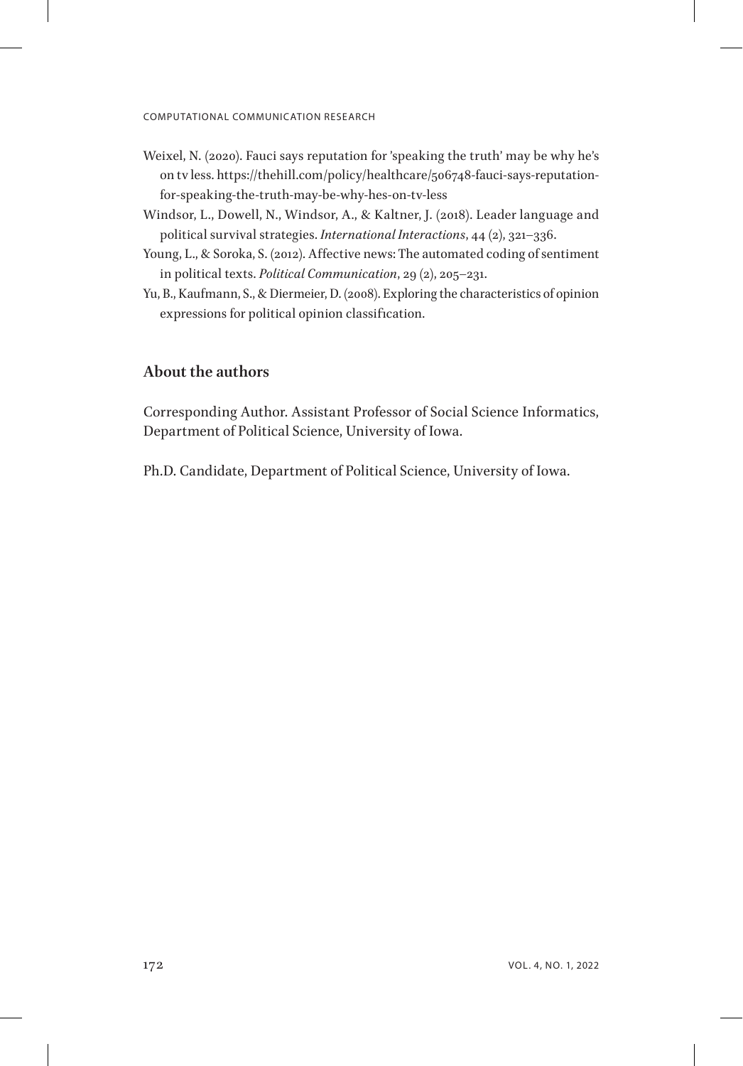Weixel, N. (2020). Fauci says reputation for 'speaking the truth' may be why he's on tv less. https://thehill.com/policy/healthcare/506748-fauci-says-reputation-for-speaking-the-truth-may-be-why-hes-on-tv-less

Windsor, L., Dowell, N., Windsor, A., & Kaltner, J. (2018). Leader language and political survival strategies. *International Interactions*, 44 (2), 321–336.

Young, L., & Soroka, S. (2012). Affective news: The automated coding of sentiment in political texts. *Political Communication*, 29 (2), 205–231.

Yu, B., Kaufmann, S., & Diermeier, D. (2008). Exploring the characteristics of opinion expressions for political opinion classification.

## About the authors

Corresponding Author. Assistant Professor of Social Science Informatics, Department of Political Science, University of Iowa.

Ph.D. Candidate, Department of Political Science, University of Iowa.